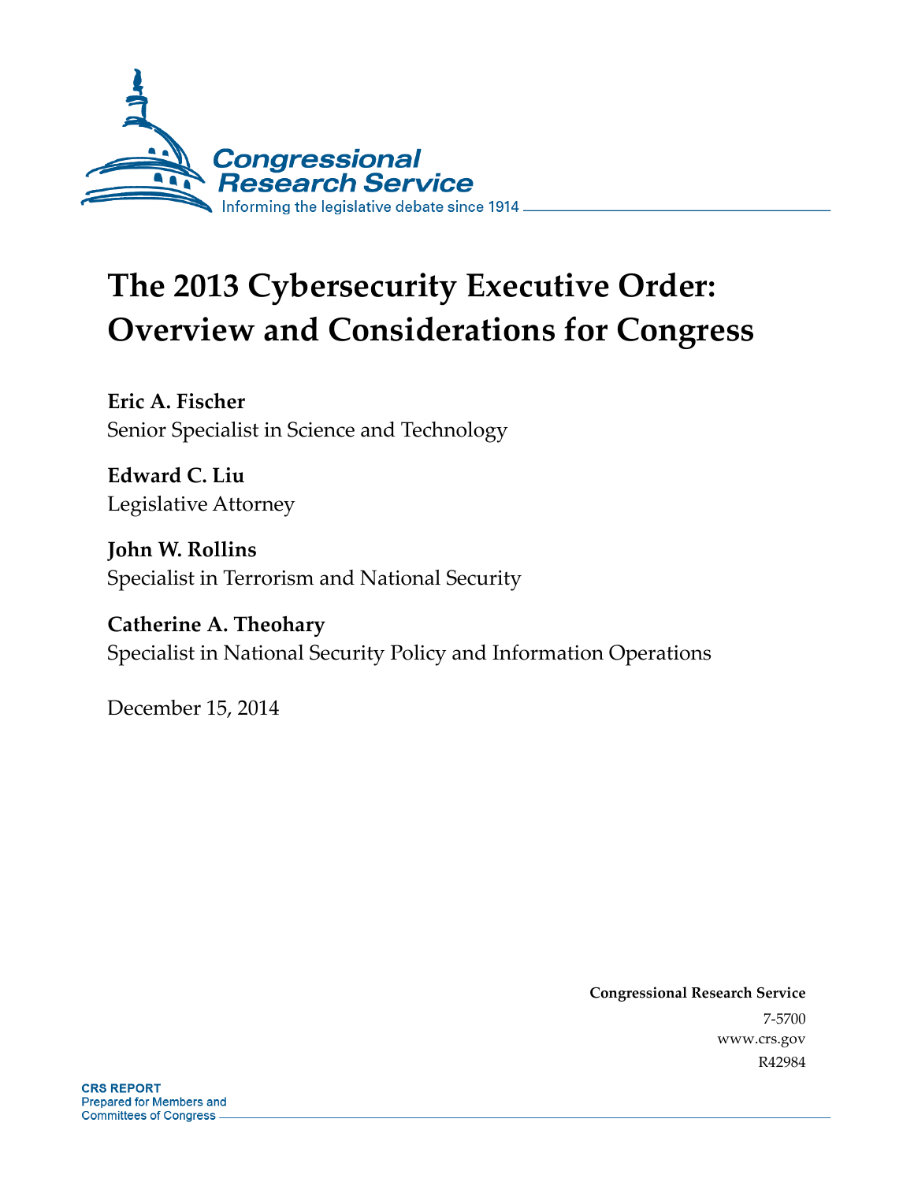Congressional Research Service

Informing the legislative debate since 1914

# The 2013 Cybersecurity Executive Order: Overview and Considerations for Congress

**Eric A. Fischer**
Senior Specialist in Science and Technology

**Edward C. Liu**
Legislative Attorney

**John W. Rollins**
Specialist in Terrorism and National Security

**Catherine A. Theohary**
Specialist in National Security Policy and Information Operations

December 15, 2014

**Congressional Research Service**
7-5700
www.crs.gov
R42984

**CRS REPORT**
Prepared for Members and
Committees of Congress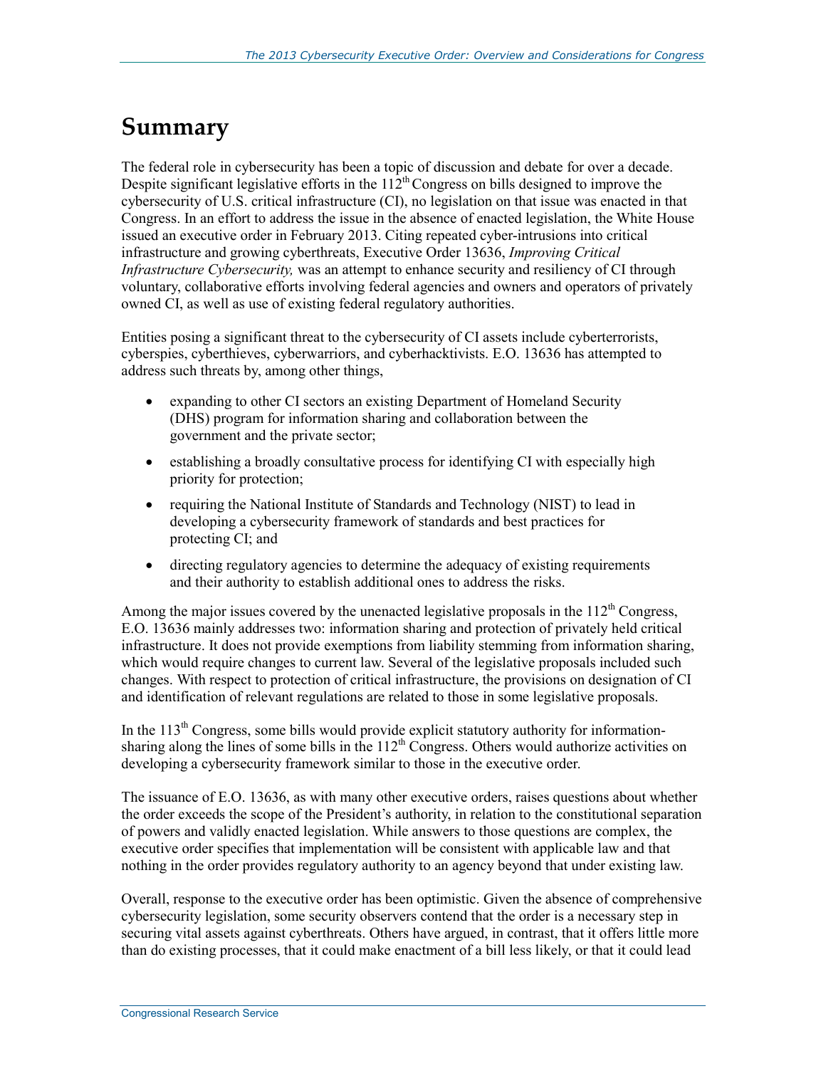# Summary

The federal role in cybersecurity has been a topic of discussion and debate for over a decade. Despite significant legislative efforts in the 112th Congress on bills designed to improve the cybersecurity of U.S. critical infrastructure (CI), no legislation on that issue was enacted in that Congress. In an effort to address the issue in the absence of enacted legislation, the White House issued an executive order in February 2013. Citing repeated cyber-intrusions into critical infrastructure and growing cyberthreats, Executive Order 13636, *Improving Critical Infrastructure Cybersecurity,* was an attempt to enhance security and resiliency of CI through voluntary, collaborative efforts involving federal agencies and owners and operators of privately owned CI, as well as use of existing federal regulatory authorities.

Entities posing a significant threat to the cybersecurity of CI assets include cyberterrorists, cyberspies, cyberthieves, cyberwarriors, and cyberhacktivists. E.O. 13636 has attempted to address such threats by, among other things,

- expanding to other CI sectors an existing Department of Homeland Security (DHS) program for information sharing and collaboration between the government and the private sector;
- establishing a broadly consultative process for identifying CI with especially high priority for protection;
- requiring the National Institute of Standards and Technology (NIST) to lead in developing a cybersecurity framework of standards and best practices for protecting CI; and
- directing regulatory agencies to determine the adequacy of existing requirements and their authority to establish additional ones to address the risks.

Among the major issues covered by the unenacted legislative proposals in the 112th Congress, E.O. 13636 mainly addresses two: information sharing and protection of privately held critical infrastructure. It does not provide exemptions from liability stemming from information sharing, which would require changes to current law. Several of the legislative proposals included such changes. With respect to protection of critical infrastructure, the provisions on designation of CI and identification of relevant regulations are related to those in some legislative proposals.

In the 113th Congress, some bills would provide explicit statutory authority for information-sharing along the lines of some bills in the 112th Congress. Others would authorize activities on developing a cybersecurity framework similar to those in the executive order.

The issuance of E.O. 13636, as with many other executive orders, raises questions about whether the order exceeds the scope of the President's authority, in relation to the constitutional separation of powers and validly enacted legislation. While answers to those questions are complex, the executive order specifies that implementation will be consistent with applicable law and that nothing in the order provides regulatory authority to an agency beyond that under existing law.

Overall, response to the executive order has been optimistic. Given the absence of comprehensive cybersecurity legislation, some security observers contend that the order is a necessary step in securing vital assets against cyberthreats. Others have argued, in contrast, that it offers little more than do existing processes, that it could make enactment of a bill less likely, or that it could lead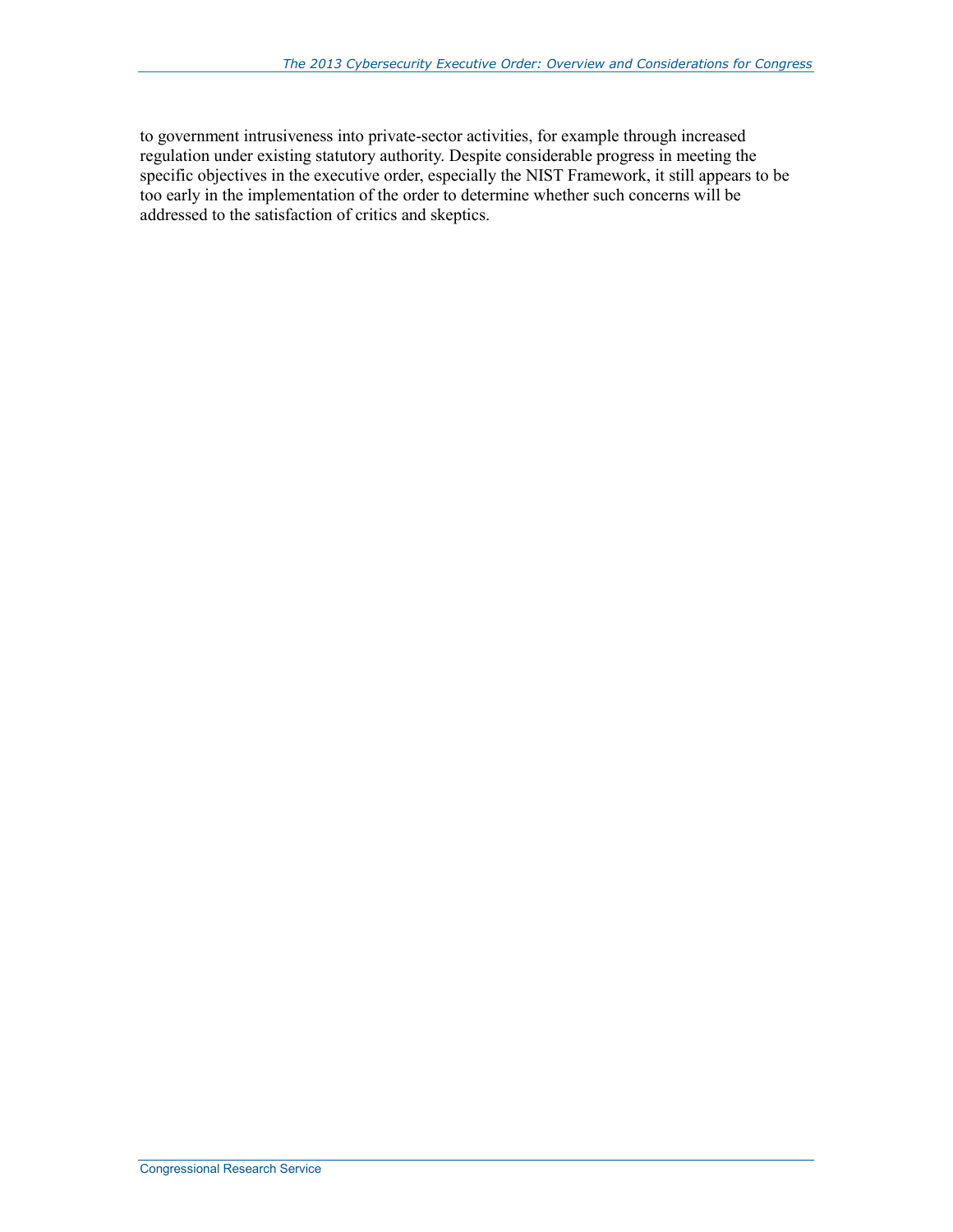to government intrusiveness into private-sector activities, for example through increased regulation under existing statutory authority. Despite considerable progress in meeting the specific objectives in the executive order, especially the NIST Framework, it still appears to be too early in the implementation of the order to determine whether such concerns will be addressed to the satisfaction of critics and skeptics.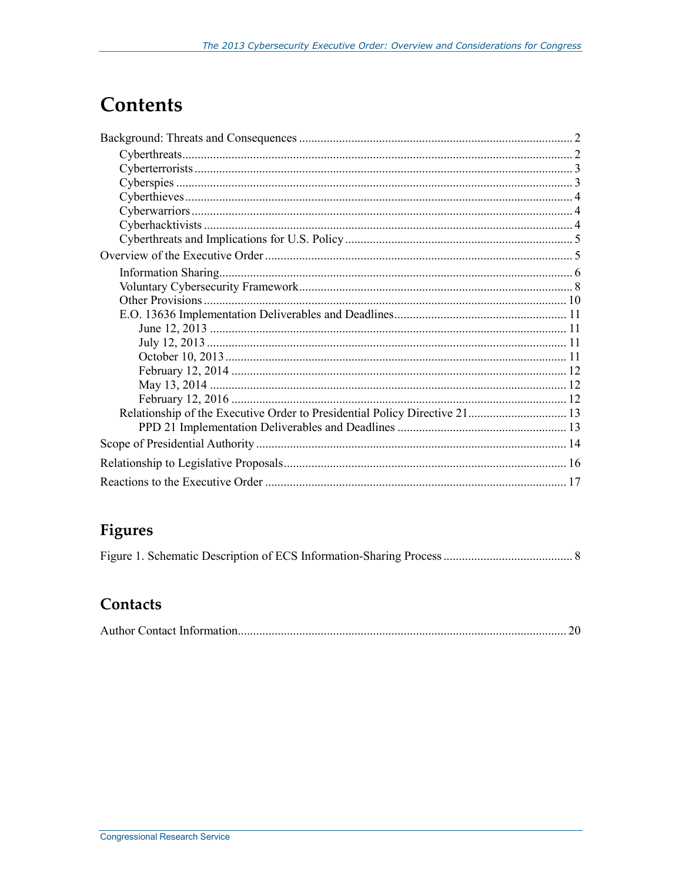# Contents

- Background: Threats and Consequences ........ 2
  - Cyberthreats ........ 2
  - Cyberterrorists ........ 3
  - Cyberspies ........ 3
  - Cyberthieves ........ 4
  - Cyberwarriors ........ 4
  - Cyberhacktivists ........ 4
  - Cyberthreats and Implications for U.S. Policy ........ 5
- Overview of the Executive Order ........ 5
  - Information Sharing ........ 6
  - Voluntary Cybersecurity Framework ........ 8
  - Other Provisions ........ 10
  - E.O. 13636 Implementation Deliverables and Deadlines ........ 11
    - June 12, 2013 ........ 11
    - July 12, 2013 ........ 11
    - October 10, 2013 ........ 11
    - February 12, 2014 ........ 12
    - May 13, 2014 ........ 12
    - February 12, 2016 ........ 12
  - Relationship of the Executive Order to Presidential Policy Directive 21 ........ 13
    - PPD 21 Implementation Deliverables and Deadlines ........ 13
- Scope of Presidential Authority ........ 14
- Relationship to Legislative Proposals ........ 16
- Reactions to the Executive Order ........ 17

## Figures

- Figure 1. Schematic Description of ECS Information-Sharing Process ........ 8

## Contacts

- Author Contact Information ........ 20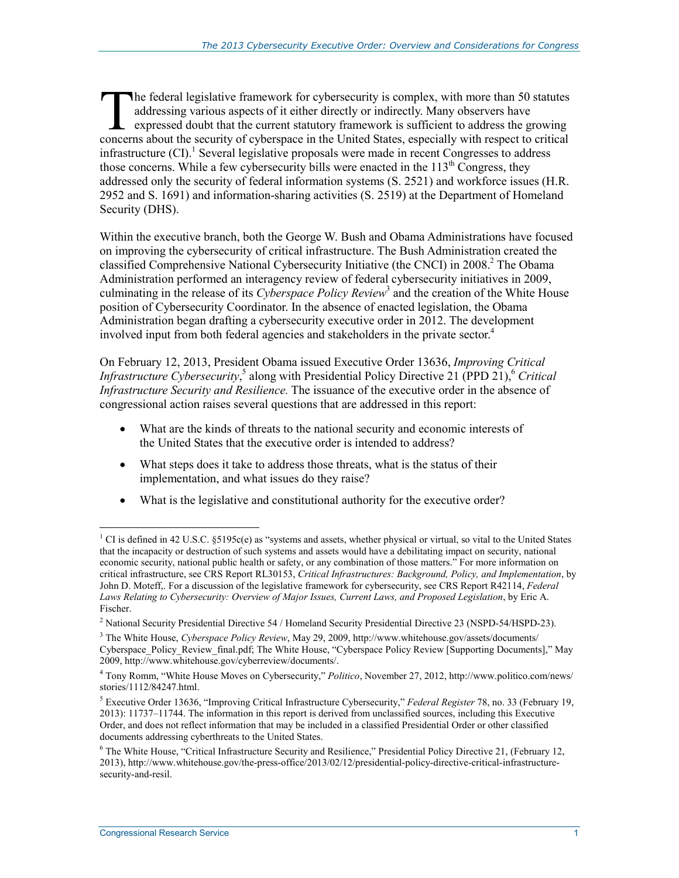The federal legislative framework for cybersecurity is complex, with more than 50 statutes addressing various aspects of it either directly or indirectly. Many observers have expressed doubt that the current statutory framework is sufficient to address the growing concerns about the security of cyberspace in the United States, especially with respect to critical infrastructure (CI).[1] Several legislative proposals were made in recent Congresses to address those concerns. While a few cybersecurity bills were enacted in the 113th Congress, they addressed only the security of federal information systems (S. 2521) and workforce issues (H.R. 2952 and S. 1691) and information-sharing activities (S. 2519) at the Department of Homeland Security (DHS).

Within the executive branch, both the George W. Bush and Obama Administrations have focused on improving the cybersecurity of critical infrastructure. The Bush Administration created the classified Comprehensive National Cybersecurity Initiative (the CNCI) in 2008.[2] The Obama Administration performed an interagency review of federal cybersecurity initiatives in 2009, culminating in the release of its *Cyberspace Policy Review*[3] and the creation of the White House position of Cybersecurity Coordinator. In the absence of enacted legislation, the Obama Administration began drafting a cybersecurity executive order in 2012. The development involved input from both federal agencies and stakeholders in the private sector.[4]

On February 12, 2013, President Obama issued Executive Order 13636, *Improving Critical Infrastructure Cybersecurity*,[5] along with Presidential Policy Directive 21 (PPD 21),[6] *Critical Infrastructure Security and Resilience.* The issuance of the executive order in the absence of congressional action raises several questions that are addressed in this report:

- What are the kinds of threats to the national security and economic interests of the United States that the executive order is intended to address?
- What steps does it take to address those threats, what is the status of their implementation, and what issues do they raise?
- What is the legislative and constitutional authority for the executive order?

---

[1] CI is defined in 42 U.S.C. §5195c(e) as "systems and assets, whether physical or virtual, so vital to the United States that the incapacity or destruction of such systems and assets would have a debilitating impact on security, national economic security, national public health or safety, or any combination of those matters." For more information on critical infrastructure, see CRS Report RL30153, *Critical Infrastructures: Background, Policy, and Implementation*, by John D. Moteff,. For a discussion of the legislative framework for cybersecurity, see CRS Report R42114, *Federal Laws Relating to Cybersecurity: Overview of Major Issues, Current Laws, and Proposed Legislation*, by Eric A. Fischer.

[2] National Security Presidential Directive 54 / Homeland Security Presidential Directive 23 (NSPD-54/HSPD-23).

[3] The White House, *Cyberspace Policy Review*, May 29, 2009, http://www.whitehouse.gov/assets/documents/Cyberspace_Policy_Review_final.pdf; The White House, "Cyberspace Policy Review [Supporting Documents]," May 2009, http://www.whitehouse.gov/cyberreview/documents/.

[4] Tony Romm, "White House Moves on Cybersecurity," *Politico*, November 27, 2012, http://www.politico.com/news/stories/1112/84247.html.

[5] Executive Order 13636, "Improving Critical Infrastructure Cybersecurity," *Federal Register* 78, no. 33 (February 19, 2013): 11737–11744. The information in this report is derived from unclassified sources, including this Executive Order, and does not reflect information that may be included in a classified Presidential Order or other classified documents addressing cyberthreats to the United States.

[6] The White House, "Critical Infrastructure Security and Resilience," Presidential Policy Directive 21, (February 12, 2013), http://www.whitehouse.gov/the-press-office/2013/02/12/presidential-policy-directive-critical-infrastructure-security-and-resil.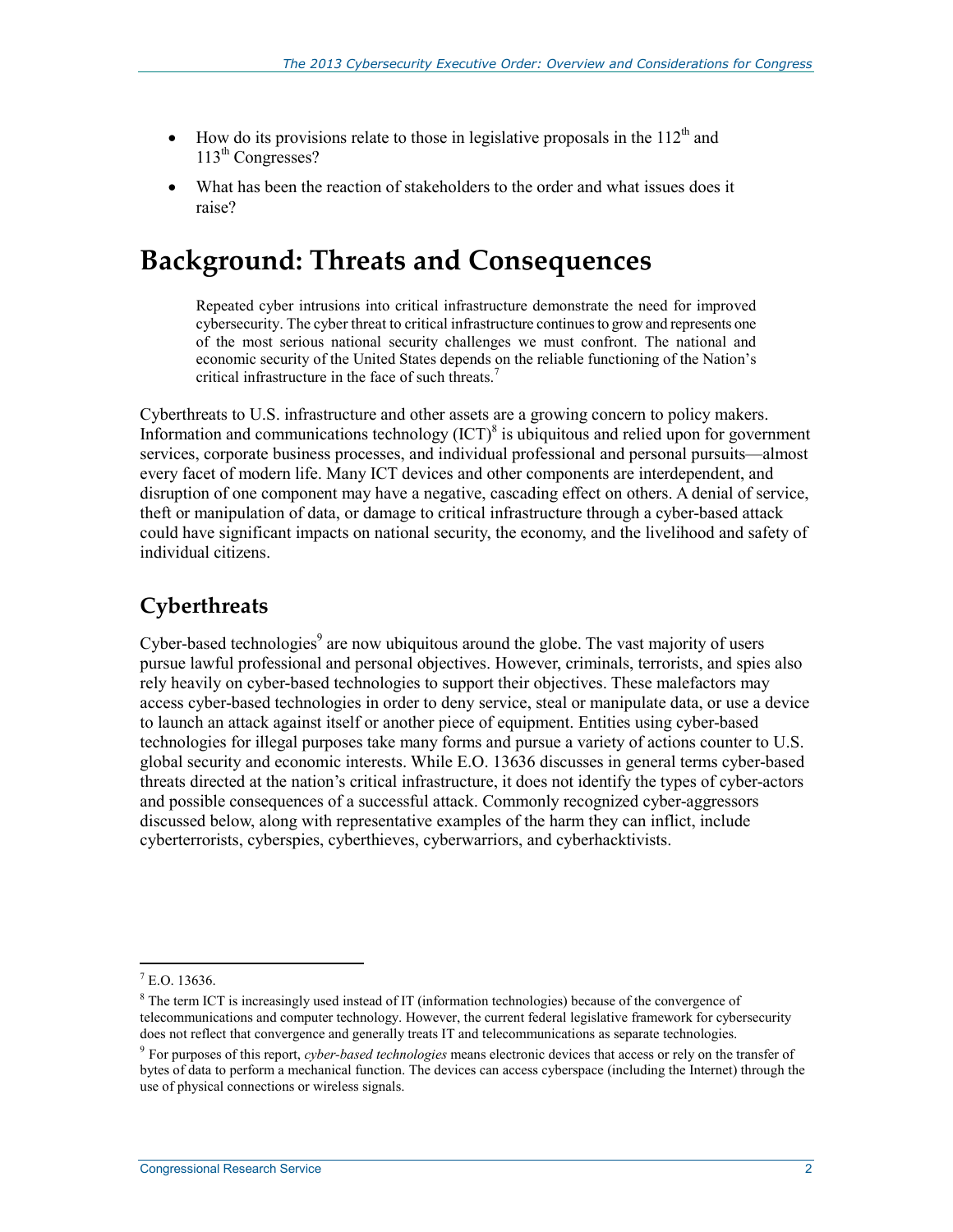- How do its provisions relate to those in legislative proposals in the 112th and 113th Congresses?
- What has been the reaction of stakeholders to the order and what issues does it raise?

# Background: Threats and Consequences

> Repeated cyber intrusions into critical infrastructure demonstrate the need for improved cybersecurity. The cyber threat to critical infrastructure continues to grow and represents one of the most serious national security challenges we must confront. The national and economic security of the United States depends on the reliable functioning of the Nation's critical infrastructure in the face of such threats.[7]

Cyberthreats to U.S. infrastructure and other assets are a growing concern to policy makers. Information and communications technology (ICT)[8] is ubiquitous and relied upon for government services, corporate business processes, and individual professional and personal pursuits—almost every facet of modern life. Many ICT devices and other components are interdependent, and disruption of one component may have a negative, cascading effect on others. A denial of service, theft or manipulation of data, or damage to critical infrastructure through a cyber-based attack could have significant impacts on national security, the economy, and the livelihood and safety of individual citizens.

## Cyberthreats

Cyber-based technologies[9] are now ubiquitous around the globe. The vast majority of users pursue lawful professional and personal objectives. However, criminals, terrorists, and spies also rely heavily on cyber-based technologies to support their objectives. These malefactors may access cyber-based technologies in order to deny service, steal or manipulate data, or use a device to launch an attack against itself or another piece of equipment. Entities using cyber-based technologies for illegal purposes take many forms and pursue a variety of actions counter to U.S. global security and economic interests. While E.O. 13636 discusses in general terms cyber-based threats directed at the nation's critical infrastructure, it does not identify the types of cyber-actors and possible consequences of a successful attack. Commonly recognized cyber-aggressors discussed below, along with representative examples of the harm they can inflict, include cyberterrorists, cyberspies, cyberthieves, cyberwarriors, and cyberhacktivists.

---

[7] E.O. 13636.

[8] The term ICT is increasingly used instead of IT (information technologies) because of the convergence of telecommunications and computer technology. However, the current federal legislative framework for cybersecurity does not reflect that convergence and generally treats IT and telecommunications as separate technologies.

[9] For purposes of this report, *cyber-based technologies* means electronic devices that access or rely on the transfer of bytes of data to perform a mechanical function. The devices can access cyberspace (including the Internet) through the use of physical connections or wireless signals.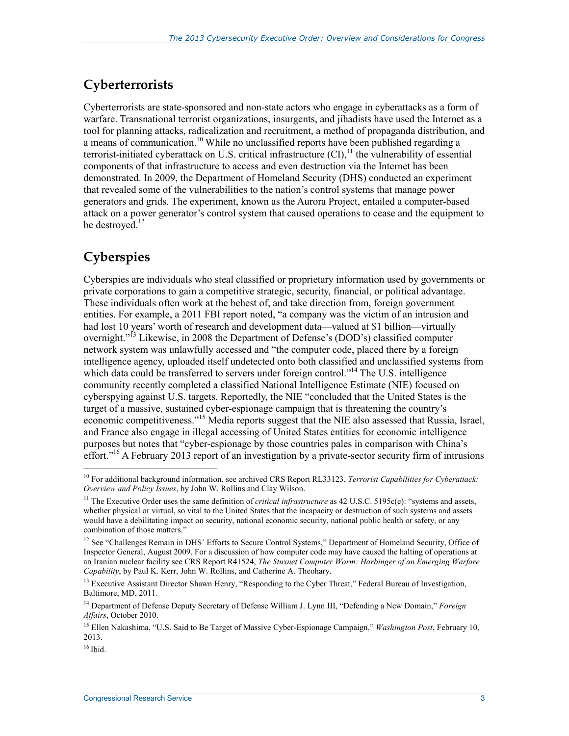## Cyberterrorists

Cyberterrorists are state-sponsored and non-state actors who engage in cyberattacks as a form of warfare. Transnational terrorist organizations, insurgents, and jihadists have used the Internet as a tool for planning attacks, radicalization and recruitment, a method of propaganda distribution, and a means of communication.[10] While no unclassified reports have been published regarding a terrorist-initiated cyberattack on U.S. critical infrastructure (CI),[11] the vulnerability of essential components of that infrastructure to access and even destruction via the Internet has been demonstrated. In 2009, the Department of Homeland Security (DHS) conducted an experiment that revealed some of the vulnerabilities to the nation's control systems that manage power generators and grids. The experiment, known as the Aurora Project, entailed a computer-based attack on a power generator's control system that caused operations to cease and the equipment to be destroyed.[12]

## Cyberspies

Cyberspies are individuals who steal classified or proprietary information used by governments or private corporations to gain a competitive strategic, security, financial, or political advantage. These individuals often work at the behest of, and take direction from, foreign government entities. For example, a 2011 FBI report noted, "a company was the victim of an intrusion and had lost 10 years' worth of research and development data—valued at $1 billion—virtually overnight."[13] Likewise, in 2008 the Department of Defense's (DOD's) classified computer network system was unlawfully accessed and "the computer code, placed there by a foreign intelligence agency, uploaded itself undetected onto both classified and unclassified systems from which data could be transferred to servers under foreign control."[14] The U.S. intelligence community recently completed a classified National Intelligence Estimate (NIE) focused on cyberspying against U.S. targets. Reportedly, the NIE "concluded that the United States is the target of a massive, sustained cyber-espionage campaign that is threatening the country's economic competitiveness."[15] Media reports suggest that the NIE also assessed that Russia, Israel, and France also engage in illegal accessing of United States entities for economic intelligence purposes but notes that "cyber-espionage by those countries pales in comparison with China's effort."[16] A February 2013 report of an investigation by a private-sector security firm of intrusions

---

[10] For additional background information, see archived CRS Report RL33123, *Terrorist Capabilities for Cyberattack: Overview and Policy Issues*, by John W. Rollins and Clay Wilson.

[11] The Executive Order uses the same definition of *critical infrastructure* as 42 U.S.C. 5195c(e): "systems and assets, whether physical or virtual, so vital to the United States that the incapacity or destruction of such systems and assets would have a debilitating impact on security, national economic security, national public health or safety, or any combination of those matters."

[12] See "Challenges Remain in DHS' Efforts to Secure Control Systems," Department of Homeland Security, Office of Inspector General, August 2009. For a discussion of how computer code may have caused the halting of operations at an Iranian nuclear facility see CRS Report R41524, *The Stuxnet Computer Worm: Harbinger of an Emerging Warfare Capability*, by Paul K. Kerr, John W. Rollins, and Catherine A. Theohary.

[13] Executive Assistant Director Shawn Henry, "Responding to the Cyber Threat," Federal Bureau of Investigation, Baltimore, MD, 2011.

[14] Department of Defense Deputy Secretary of Defense William J. Lynn III, "Defending a New Domain," *Foreign Affairs*, October 2010.

[15] Ellen Nakashima, "U.S. Said to Be Target of Massive Cyber-Espionage Campaign," *Washington Post*, February 10, 2013.

[16] Ibid.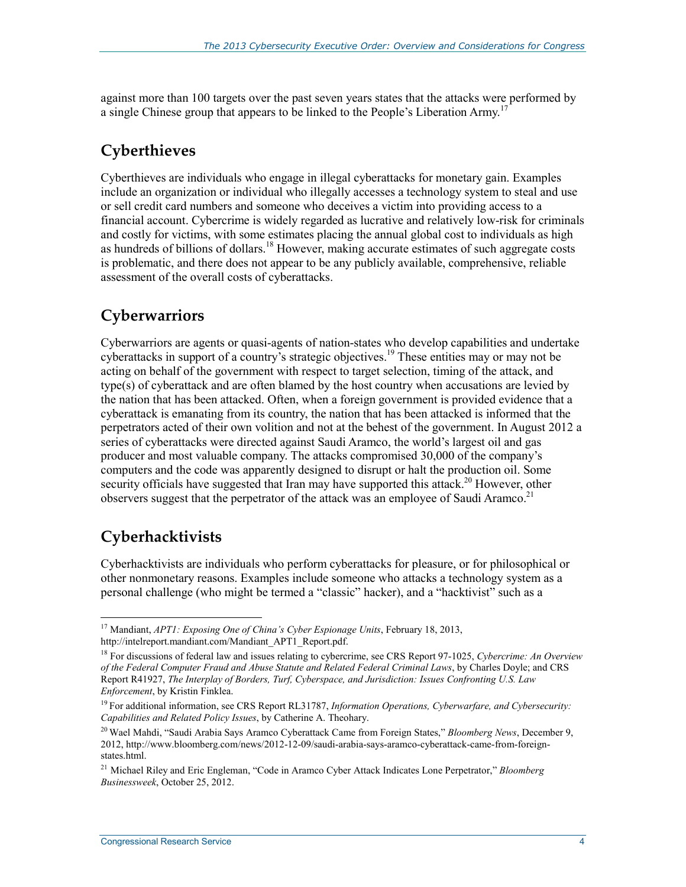against more than 100 targets over the past seven years states that the attacks were performed by a single Chinese group that appears to be linked to the People's Liberation Army.[17]

## Cyberthieves

Cyberthieves are individuals who engage in illegal cyberattacks for monetary gain. Examples include an organization or individual who illegally accesses a technology system to steal and use or sell credit card numbers and someone who deceives a victim into providing access to a financial account. Cybercrime is widely regarded as lucrative and relatively low-risk for criminals and costly for victims, with some estimates placing the annual global cost to individuals as high as hundreds of billions of dollars.[18] However, making accurate estimates of such aggregate costs is problematic, and there does not appear to be any publicly available, comprehensive, reliable assessment of the overall costs of cyberattacks.

## Cyberwarriors

Cyberwarriors are agents or quasi-agents of nation-states who develop capabilities and undertake cyberattacks in support of a country's strategic objectives.[19] These entities may or may not be acting on behalf of the government with respect to target selection, timing of the attack, and type(s) of cyberattack and are often blamed by the host country when accusations are levied by the nation that has been attacked. Often, when a foreign government is provided evidence that a cyberattack is emanating from its country, the nation that has been attacked is informed that the perpetrators acted of their own volition and not at the behest of the government. In August 2012 a series of cyberattacks were directed against Saudi Aramco, the world's largest oil and gas producer and most valuable company. The attacks compromised 30,000 of the company's computers and the code was apparently designed to disrupt or halt the production oil. Some security officials have suggested that Iran may have supported this attack.[20] However, other observers suggest that the perpetrator of the attack was an employee of Saudi Aramco.[21]

## Cyberhacktivists

Cyberhacktivists are individuals who perform cyberattacks for pleasure, or for philosophical or other nonmonetary reasons. Examples include someone who attacks a technology system as a personal challenge (who might be termed a "classic" hacker), and a "hacktivist" such as a

---

[17] Mandiant, *APT1: Exposing One of China's Cyber Espionage Units*, February 18, 2013, http://intelreport.mandiant.com/Mandiant_APT1_Report.pdf.

[18] For discussions of federal law and issues relating to cybercrime, see CRS Report 97-1025, *Cybercrime: An Overview of the Federal Computer Fraud and Abuse Statute and Related Federal Criminal Laws*, by Charles Doyle; and CRS Report R41927, *The Interplay of Borders, Turf, Cyberspace, and Jurisdiction: Issues Confronting U.S. Law Enforcement*, by Kristin Finklea.

[19] For additional information, see CRS Report RL31787, *Information Operations, Cyberwarfare, and Cybersecurity: Capabilities and Related Policy Issues*, by Catherine A. Theohary.

[20] Wael Mahdi, "Saudi Arabia Says Aramco Cyberattack Came from Foreign States," *Bloomberg News*, December 9, 2012, http://www.bloomberg.com/news/2012-12-09/saudi-arabia-says-aramco-cyberattack-came-from-foreign-states.html.

[21] Michael Riley and Eric Engleman, "Code in Aramco Cyber Attack Indicates Lone Perpetrator," *Bloomberg Businessweek*, October 25, 2012.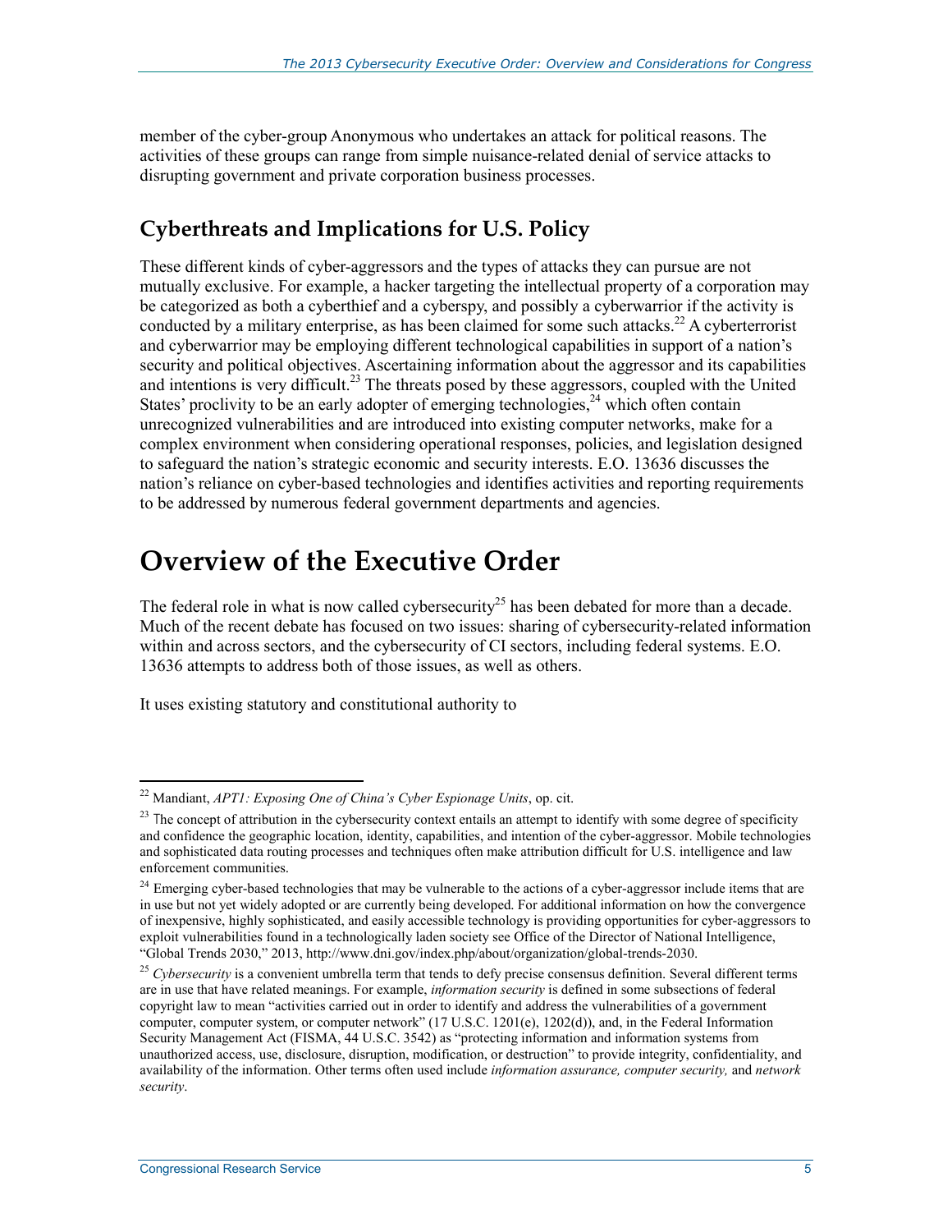member of the cyber-group Anonymous who undertakes an attack for political reasons. The activities of these groups can range from simple nuisance-related denial of service attacks to disrupting government and private corporation business processes.

### Cyberthreats and Implications for U.S. Policy

These different kinds of cyber-aggressors and the types of attacks they can pursue are not mutually exclusive. For example, a hacker targeting the intellectual property of a corporation may be categorized as both a cyberthief and a cyberspy, and possibly a cyberwarrior if the activity is conducted by a military enterprise, as has been claimed for some such attacks.[22] A cyberterrorist and cyberwarrior may be employing different technological capabilities in support of a nation's security and political objectives. Ascertaining information about the aggressor and its capabilities and intentions is very difficult.[23] The threats posed by these aggressors, coupled with the United States' proclivity to be an early adopter of emerging technologies,[24] which often contain unrecognized vulnerabilities and are introduced into existing computer networks, make for a complex environment when considering operational responses, policies, and legislation designed to safeguard the nation's strategic economic and security interests. E.O. 13636 discusses the nation's reliance on cyber-based technologies and identifies activities and reporting requirements to be addressed by numerous federal government departments and agencies.

## Overview of the Executive Order

The federal role in what is now called cybersecurity[25] has been debated for more than a decade. Much of the recent debate has focused on two issues: sharing of cybersecurity-related information within and across sectors, and the cybersecurity of CI sectors, including federal systems. E.O. 13636 attempts to address both of those issues, as well as others.

It uses existing statutory and constitutional authority to

---

[22] Mandiant, *APT1: Exposing One of China's Cyber Espionage Units*, op. cit.

[23] The concept of attribution in the cybersecurity context entails an attempt to identify with some degree of specificity and confidence the geographic location, identity, capabilities, and intention of the cyber-aggressor. Mobile technologies and sophisticated data routing processes and techniques often make attribution difficult for U.S. intelligence and law enforcement communities.

[24] Emerging cyber-based technologies that may be vulnerable to the actions of a cyber-aggressor include items that are in use but not yet widely adopted or are currently being developed. For additional information on how the convergence of inexpensive, highly sophisticated, and easily accessible technology is providing opportunities for cyber-aggressors to exploit vulnerabilities found in a technologically laden society see Office of the Director of National Intelligence, "Global Trends 2030," 2013, http://www.dni.gov/index.php/about/organization/global-trends-2030.

[25] *Cybersecurity* is a convenient umbrella term that tends to defy precise consensus definition. Several different terms are in use that have related meanings. For example, *information security* is defined in some subsections of federal copyright law to mean "activities carried out in order to identify and address the vulnerabilities of a government computer, computer system, or computer network" (17 U.S.C. 1201(e), 1202(d)), and, in the Federal Information Security Management Act (FISMA, 44 U.S.C. 3542) as "protecting information and information systems from unauthorized access, use, disclosure, disruption, modification, or destruction" to provide integrity, confidentiality, and availability of the information. Other terms often used include *information assurance, computer security,* and *network security*.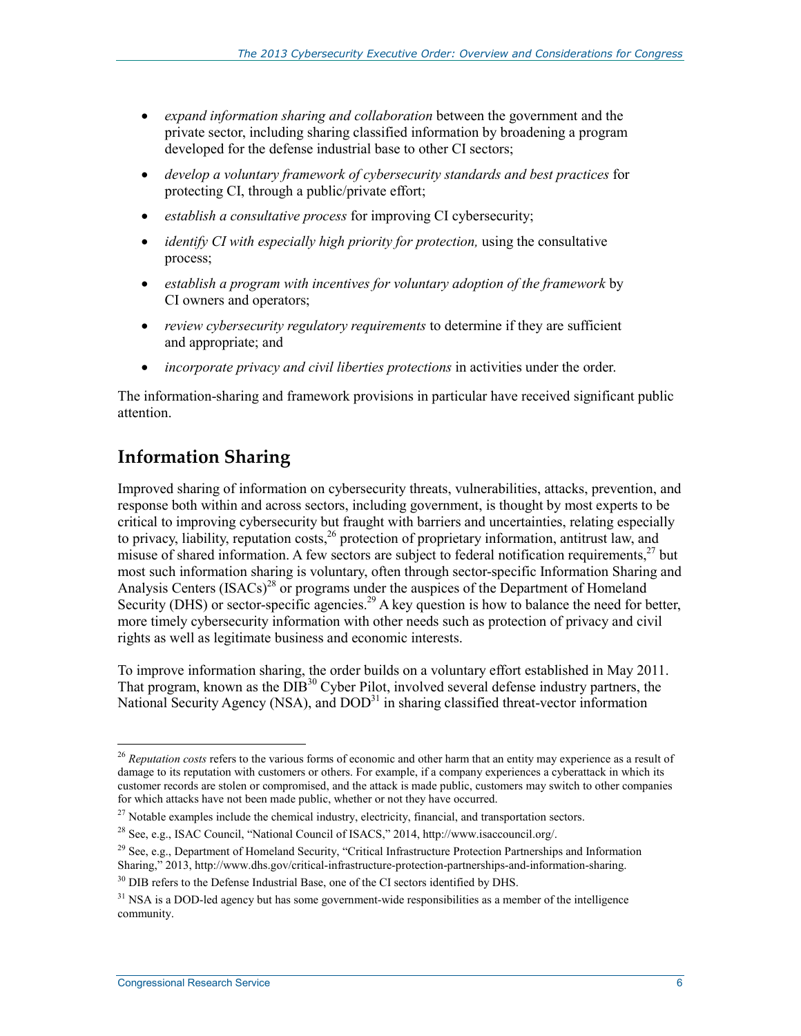- *expand information sharing and collaboration* between the government and the private sector, including sharing classified information by broadening a program developed for the defense industrial base to other CI sectors;
- *develop a voluntary framework of cybersecurity standards and best practices* for protecting CI, through a public/private effort;
- *establish a consultative process* for improving CI cybersecurity;
- *identify CI with especially high priority for protection,* using the consultative process;
- *establish a program with incentives for voluntary adoption of the framework* by CI owners and operators;
- *review cybersecurity regulatory requirements* to determine if they are sufficient and appropriate; and
- *incorporate privacy and civil liberties protections* in activities under the order.

The information-sharing and framework provisions in particular have received significant public attention.

## Information Sharing

Improved sharing of information on cybersecurity threats, vulnerabilities, attacks, prevention, and response both within and across sectors, including government, is thought by most experts to be critical to improving cybersecurity but fraught with barriers and uncertainties, relating especially to privacy, liability, reputation costs,[26] protection of proprietary information, antitrust law, and misuse of shared information. A few sectors are subject to federal notification requirements,[27] but most such information sharing is voluntary, often through sector-specific Information Sharing and Analysis Centers (ISACs)[28] or programs under the auspices of the Department of Homeland Security (DHS) or sector-specific agencies.[29] A key question is how to balance the need for better, more timely cybersecurity information with other needs such as protection of privacy and civil rights as well as legitimate business and economic interests.

To improve information sharing, the order builds on a voluntary effort established in May 2011. That program, known as the DIB[30] Cyber Pilot, involved several defense industry partners, the National Security Agency (NSA), and DOD[31] in sharing classified threat-vector information

---

[26] *Reputation costs* refers to the various forms of economic and other harm that an entity may experience as a result of damage to its reputation with customers or others. For example, if a company experiences a cyberattack in which its customer records are stolen or compromised, and the attack is made public, customers may switch to other companies for which attacks have not been made public, whether or not they have occurred.

[27] Notable examples include the chemical industry, electricity, financial, and transportation sectors.

[28] See, e.g., ISAC Council, "National Council of ISACS," 2014, http://www.isaccouncil.org/.

[29] See, e.g., Department of Homeland Security, "Critical Infrastructure Protection Partnerships and Information Sharing," 2013, http://www.dhs.gov/critical-infrastructure-protection-partnerships-and-information-sharing.

[30] DIB refers to the Defense Industrial Base, one of the CI sectors identified by DHS.

[31] NSA is a DOD-led agency but has some government-wide responsibilities as a member of the intelligence community.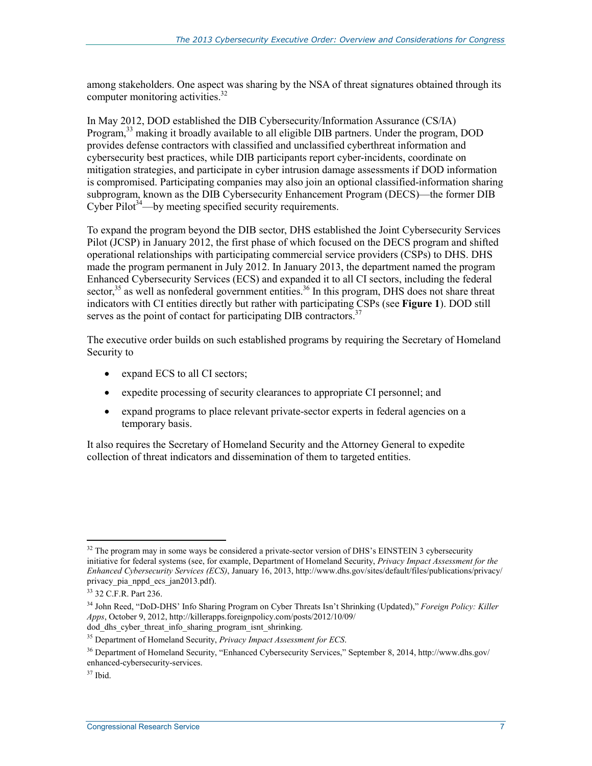among stakeholders. One aspect was sharing by the NSA of threat signatures obtained through its computer monitoring activities.[32]

In May 2012, DOD established the DIB Cybersecurity/Information Assurance (CS/IA) Program,[33] making it broadly available to all eligible DIB partners. Under the program, DOD provides defense contractors with classified and unclassified cyberthreat information and cybersecurity best practices, while DIB participants report cyber-incidents, coordinate on mitigation strategies, and participate in cyber intrusion damage assessments if DOD information is compromised. Participating companies may also join an optional classified-information sharing subprogram, known as the DIB Cybersecurity Enhancement Program (DECS)—the former DIB Cyber Pilot[34]—by meeting specified security requirements.

To expand the program beyond the DIB sector, DHS established the Joint Cybersecurity Services Pilot (JCSP) in January 2012, the first phase of which focused on the DECS program and shifted operational relationships with participating commercial service providers (CSPs) to DHS. DHS made the program permanent in July 2012. In January 2013, the department named the program Enhanced Cybersecurity Services (ECS) and expanded it to all CI sectors, including the federal sector,[35] as well as nonfederal government entities.[36] In this program, DHS does not share threat indicators with CI entities directly but rather with participating CSPs (see **Figure 1**). DOD still serves as the point of contact for participating DIB contractors.[37]

The executive order builds on such established programs by requiring the Secretary of Homeland Security to

- expand ECS to all CI sectors;
- expedite processing of security clearances to appropriate CI personnel; and
- expand programs to place relevant private-sector experts in federal agencies on a temporary basis.

It also requires the Secretary of Homeland Security and the Attorney General to expedite collection of threat indicators and dissemination of them to targeted entities.

---

[32] The program may in some ways be considered a private-sector version of DHS's EINSTEIN 3 cybersecurity initiative for federal systems (see, for example, Department of Homeland Security, *Privacy Impact Assessment for the Enhanced Cybersecurity Services (ECS)*, January 16, 2013, http://www.dhs.gov/sites/default/files/publications/privacy/privacy_pia_nppd_ecs_jan2013.pdf).

[33] 32 C.F.R. Part 236.

[34] John Reed, "DoD-DHS' Info Sharing Program on Cyber Threats Isn't Shrinking (Updated)," *Foreign Policy: Killer Apps*, October 9, 2012, http://killerapps.foreignpolicy.com/posts/2012/10/09/dod_dhs_cyber_threat_info_sharing_program_isnt_shrinking.

[35] Department of Homeland Security, *Privacy Impact Assessment for ECS*.

[36] Department of Homeland Security, "Enhanced Cybersecurity Services," September 8, 2014, http://www.dhs.gov/enhanced-cybersecurity-services.

[37] Ibid.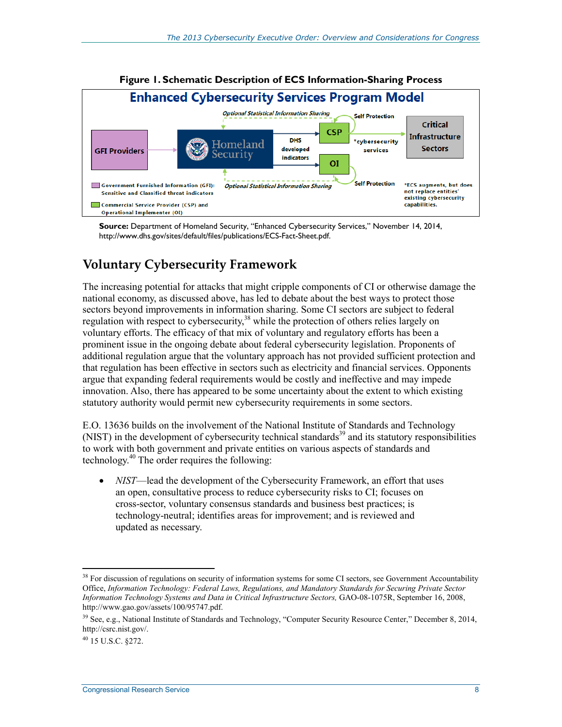**Figure 1. Schematic Description of ECS Information-Sharing Process**

**Source:** Department of Homeland Security, "Enhanced Cybersecurity Services," November 14, 2014, http://www.dhs.gov/sites/default/files/publications/ECS-Fact-Sheet.pdf.

## Voluntary Cybersecurity Framework

The increasing potential for attacks that might cripple components of CI or otherwise damage the national economy, as discussed above, has led to debate about the best ways to protect those sectors beyond improvements in information sharing. Some CI sectors are subject to federal regulation with respect to cybersecurity,[38] while the protection of others relies largely on voluntary efforts. The efficacy of that mix of voluntary and regulatory efforts has been a prominent issue in the ongoing debate about federal cybersecurity legislation. Proponents of additional regulation argue that the voluntary approach has not provided sufficient protection and that regulation has been effective in sectors such as electricity and financial services. Opponents argue that expanding federal requirements would be costly and ineffective and may impede innovation. Also, there has appeared to be some uncertainty about the extent to which existing statutory authority would permit new cybersecurity requirements in some sectors.

E.O. 13636 builds on the involvement of the National Institute of Standards and Technology (NIST) in the development of cybersecurity technical standards[39] and its statutory responsibilities to work with both government and private entities on various aspects of standards and technology.[40] The order requires the following:

- *NIST*—lead the development of the Cybersecurity Framework, an effort that uses an open, consultative process to reduce cybersecurity risks to CI; focuses on cross-sector, voluntary consensus standards and business best practices; is technology-neutral; identifies areas for improvement; and is reviewed and updated as necessary.

---

[38] For discussion of regulations on security of information systems for some CI sectors, see Government Accountability Office, *Information Technology: Federal Laws, Regulations, and Mandatory Standards for Securing Private Sector Information Technology Systems and Data in Critical Infrastructure Sectors,* GAO-08-1075R, September 16, 2008, http://www.gao.gov/assets/100/95747.pdf.

[39] See, e.g., National Institute of Standards and Technology, "Computer Security Resource Center," December 8, 2014, http://csrc.nist.gov/.

[40] 15 U.S.C. §272.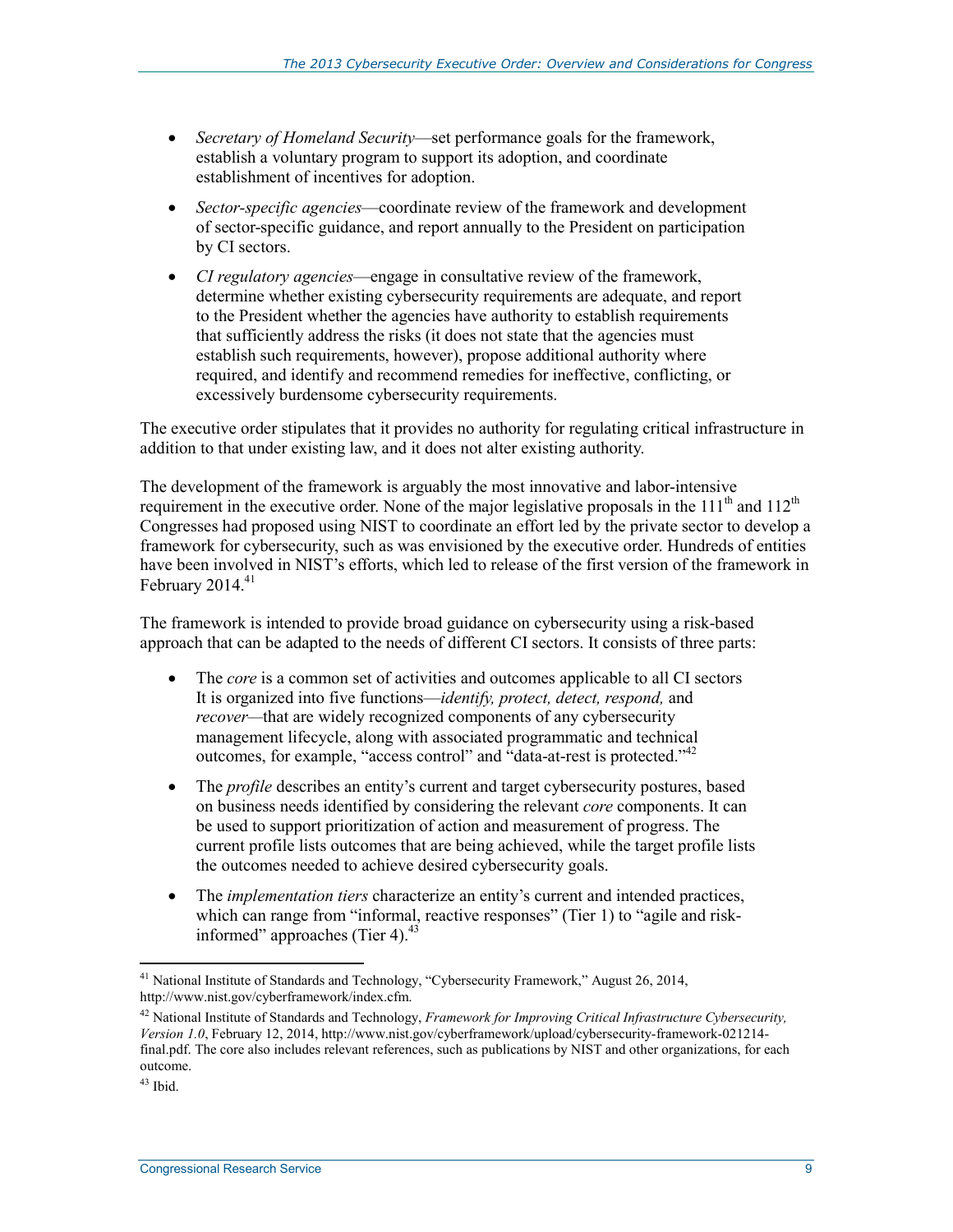- *Secretary of Homeland Security*—set performance goals for the framework, establish a voluntary program to support its adoption, and coordinate establishment of incentives for adoption.
- *Sector-specific agencies*—coordinate review of the framework and development of sector-specific guidance, and report annually to the President on participation by CI sectors.
- *CI regulatory agencies*—engage in consultative review of the framework, determine whether existing cybersecurity requirements are adequate, and report to the President whether the agencies have authority to establish requirements that sufficiently address the risks (it does not state that the agencies must establish such requirements, however), propose additional authority where required, and identify and recommend remedies for ineffective, conflicting, or excessively burdensome cybersecurity requirements.

The executive order stipulates that it provides no authority for regulating critical infrastructure in addition to that under existing law, and it does not alter existing authority.

The development of the framework is arguably the most innovative and labor-intensive requirement in the executive order. None of the major legislative proposals in the 111th and 112th Congresses had proposed using NIST to coordinate an effort led by the private sector to develop a framework for cybersecurity, such as was envisioned by the executive order. Hundreds of entities have been involved in NIST's efforts, which led to release of the first version of the framework in February 2014.[41]

The framework is intended to provide broad guidance on cybersecurity using a risk-based approach that can be adapted to the needs of different CI sectors. It consists of three parts:

- The *core* is a common set of activities and outcomes applicable to all CI sectors It is organized into five functions—*identify, protect, detect, respond,* and *recover*—that are widely recognized components of any cybersecurity management lifecycle, along with associated programmatic and technical outcomes, for example, "access control" and "data-at-rest is protected."[42]
- The *profile* describes an entity's current and target cybersecurity postures, based on business needs identified by considering the relevant *core* components. It can be used to support prioritization of action and measurement of progress. The current profile lists outcomes that are being achieved, while the target profile lists the outcomes needed to achieve desired cybersecurity goals.
- The *implementation tiers* characterize an entity's current and intended practices, which can range from "informal, reactive responses" (Tier 1) to "agile and risk-informed" approaches (Tier 4).[43]

---

[41] National Institute of Standards and Technology, "Cybersecurity Framework," August 26, 2014, http://www.nist.gov/cyberframework/index.cfm.

[42] National Institute of Standards and Technology, *Framework for Improving Critical Infrastructure Cybersecurity, Version 1.0*, February 12, 2014, http://www.nist.gov/cyberframework/upload/cybersecurity-framework-021214-final.pdf. The core also includes relevant references, such as publications by NIST and other organizations, for each outcome.

[43] Ibid.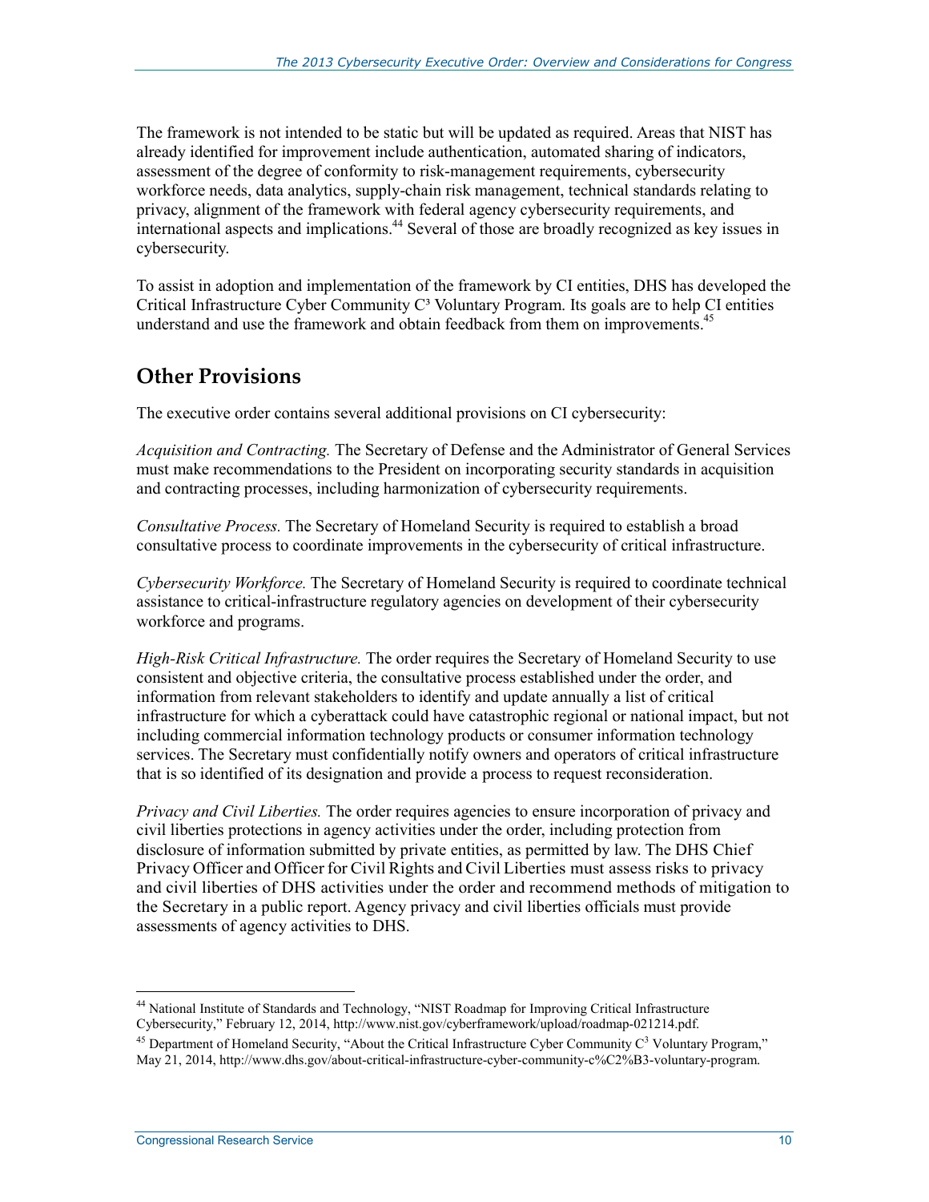The framework is not intended to be static but will be updated as required. Areas that NIST has already identified for improvement include authentication, automated sharing of indicators, assessment of the degree of conformity to risk-management requirements, cybersecurity workforce needs, data analytics, supply-chain risk management, technical standards relating to privacy, alignment of the framework with federal agency cybersecurity requirements, and international aspects and implications.[44] Several of those are broadly recognized as key issues in cybersecurity.

To assist in adoption and implementation of the framework by CI entities, DHS has developed the Critical Infrastructure Cyber Community C³ Voluntary Program. Its goals are to help CI entities understand and use the framework and obtain feedback from them on improvements.[45]

## Other Provisions

The executive order contains several additional provisions on CI cybersecurity:

*Acquisition and Contracting.* The Secretary of Defense and the Administrator of General Services must make recommendations to the President on incorporating security standards in acquisition and contracting processes, including harmonization of cybersecurity requirements.

*Consultative Process.* The Secretary of Homeland Security is required to establish a broad consultative process to coordinate improvements in the cybersecurity of critical infrastructure.

*Cybersecurity Workforce.* The Secretary of Homeland Security is required to coordinate technical assistance to critical-infrastructure regulatory agencies on development of their cybersecurity workforce and programs.

*High-Risk Critical Infrastructure.* The order requires the Secretary of Homeland Security to use consistent and objective criteria, the consultative process established under the order, and information from relevant stakeholders to identify and update annually a list of critical infrastructure for which a cyberattack could have catastrophic regional or national impact, but not including commercial information technology products or consumer information technology services. The Secretary must confidentially notify owners and operators of critical infrastructure that is so identified of its designation and provide a process to request reconsideration.

*Privacy and Civil Liberties.* The order requires agencies to ensure incorporation of privacy and civil liberties protections in agency activities under the order, including protection from disclosure of information submitted by private entities, as permitted by law. The DHS Chief Privacy Officer and Officer for Civil Rights and Civil Liberties must assess risks to privacy and civil liberties of DHS activities under the order and recommend methods of mitigation to the Secretary in a public report. Agency privacy and civil liberties officials must provide assessments of agency activities to DHS.

---

[44] National Institute of Standards and Technology, "NIST Roadmap for Improving Critical Infrastructure Cybersecurity," February 12, 2014, http://www.nist.gov/cyberframework/upload/roadmap-021214.pdf.

[45] Department of Homeland Security, "About the Critical Infrastructure Cyber Community C³ Voluntary Program," May 21, 2014, http://www.dhs.gov/about-critical-infrastructure-cyber-community-c%C2%B3-voluntary-program.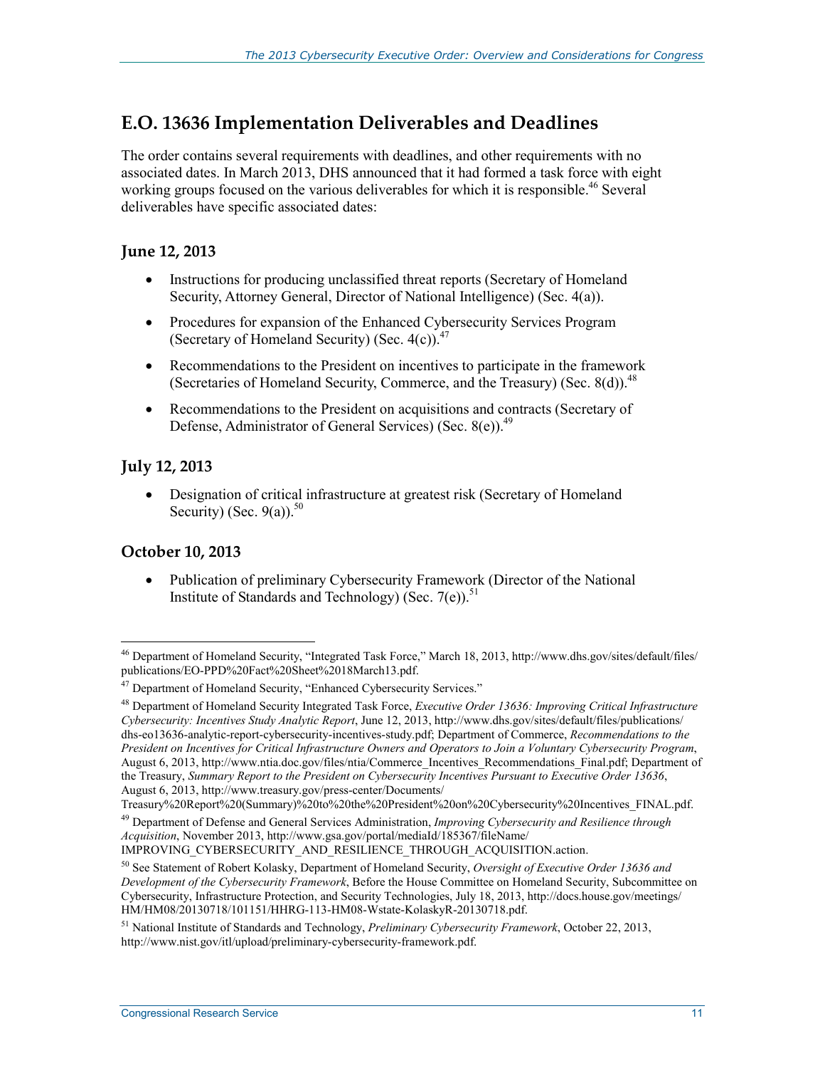## E.O. 13636 Implementation Deliverables and Deadlines

The order contains several requirements with deadlines, and other requirements with no associated dates. In March 2013, DHS announced that it had formed a task force with eight working groups focused on the various deliverables for which it is responsible.[46] Several deliverables have specific associated dates:

### June 12, 2013

- Instructions for producing unclassified threat reports (Secretary of Homeland Security, Attorney General, Director of National Intelligence) (Sec. 4(a)).
- Procedures for expansion of the Enhanced Cybersecurity Services Program (Secretary of Homeland Security) (Sec. 4(c)).[47]
- Recommendations to the President on incentives to participate in the framework (Secretaries of Homeland Security, Commerce, and the Treasury) (Sec. 8(d)).[48]
- Recommendations to the President on acquisitions and contracts (Secretary of Defense, Administrator of General Services) (Sec. 8(e)).[49]

### July 12, 2013

- Designation of critical infrastructure at greatest risk (Secretary of Homeland Security) (Sec. 9(a)).[50]

### October 10, 2013

- Publication of preliminary Cybersecurity Framework (Director of the National Institute of Standards and Technology) (Sec. 7(e)).[51]

---

[46] Department of Homeland Security, "Integrated Task Force," March 18, 2013, http://www.dhs.gov/sites/default/files/publications/EO-PPD%20Fact%20Sheet%2018March13.pdf.

[47] Department of Homeland Security, "Enhanced Cybersecurity Services."

[48] Department of Homeland Security Integrated Task Force, *Executive Order 13636: Improving Critical Infrastructure Cybersecurity: Incentives Study Analytic Report*, June 12, 2013, http://www.dhs.gov/sites/default/files/publications/dhs-eo13636-analytic-report-cybersecurity-incentives-study.pdf; Department of Commerce, *Recommendations to the President on Incentives for Critical Infrastructure Owners and Operators to Join a Voluntary Cybersecurity Program*, August 6, 2013, http://www.ntia.doc.gov/files/ntia/Commerce_Incentives_Recommendations_Final.pdf; Department of the Treasury, *Summary Report to the President on Cybersecurity Incentives Pursuant to Executive Order 13636*, August 6, 2013, http://www.treasury.gov/press-center/Documents/Treasury%20Report%20(Summary)%20to%20the%20President%20on%20Cybersecurity%20Incentives_FINAL.pdf.

[49] Department of Defense and General Services Administration, *Improving Cybersecurity and Resilience through Acquisition*, November 2013, http://www.gsa.gov/portal/mediaId/185367/fileName/IMPROVING_CYBERSECURITY_AND_RESILIENCE_THROUGH_ACQUISITION.action.

[50] See Statement of Robert Kolasky, Department of Homeland Security, *Oversight of Executive Order 13636 and Development of the Cybersecurity Framework*, Before the House Committee on Homeland Security, Subcommittee on Cybersecurity, Infrastructure Protection, and Security Technologies, July 18, 2013, http://docs.house.gov/meetings/HM/HM08/20130718/101151/HHRG-113-HM08-Wstate-KolaskyR-20130718.pdf.

[51] National Institute of Standards and Technology, *Preliminary Cybersecurity Framework*, October 22, 2013, http://www.nist.gov/itl/upload/preliminary-cybersecurity-framework.pdf.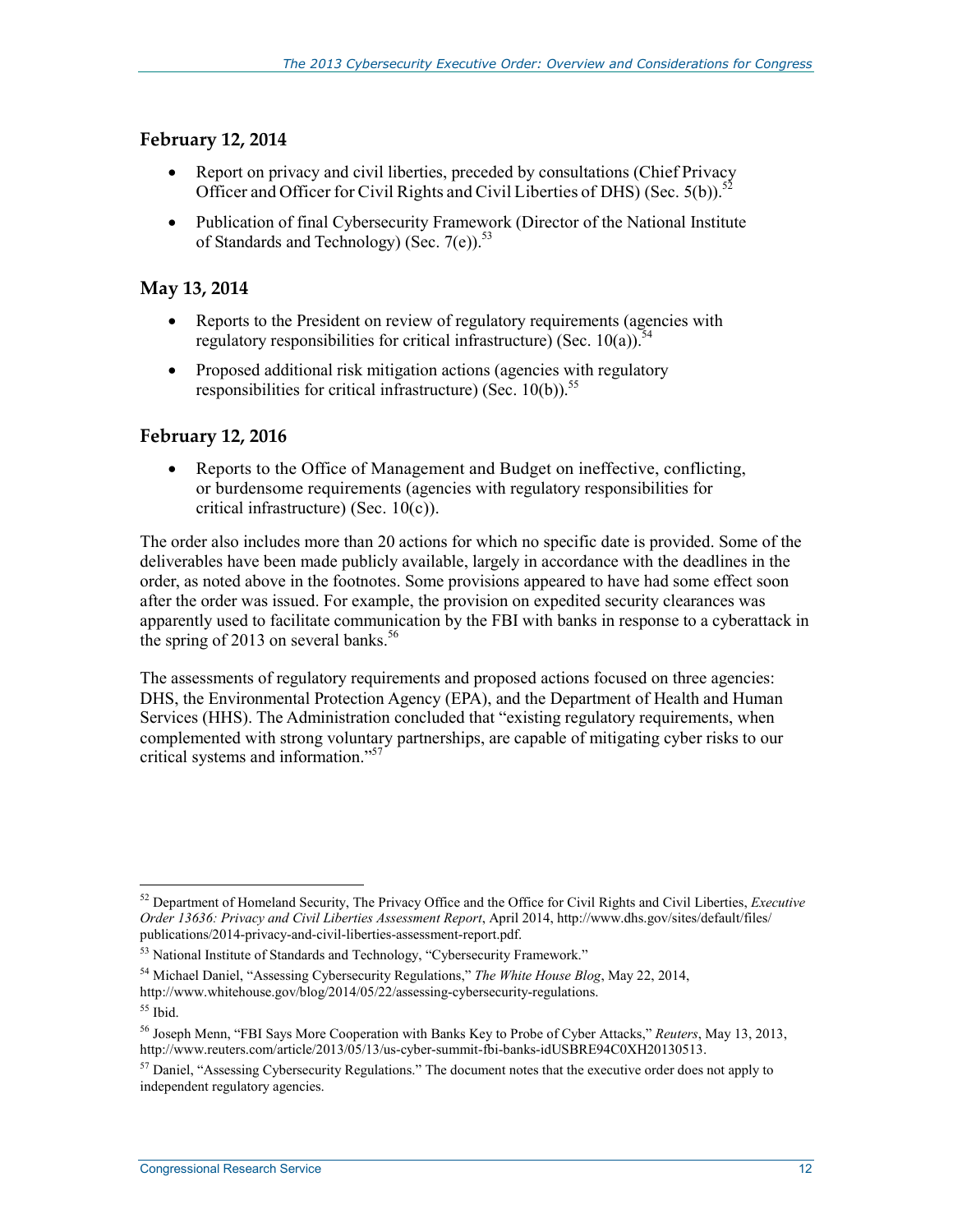### February 12, 2014

- Report on privacy and civil liberties, preceded by consultations (Chief Privacy Officer and Officer for Civil Rights and Civil Liberties of DHS) (Sec. 5(b)).[52]
- Publication of final Cybersecurity Framework (Director of the National Institute of Standards and Technology) (Sec. 7(e)).[53]

### May 13, 2014

- Reports to the President on review of regulatory requirements (agencies with regulatory responsibilities for critical infrastructure) (Sec. 10(a)).[54]
- Proposed additional risk mitigation actions (agencies with regulatory responsibilities for critical infrastructure) (Sec. 10(b)).[55]

### February 12, 2016

- Reports to the Office of Management and Budget on ineffective, conflicting, or burdensome requirements (agencies with regulatory responsibilities for critical infrastructure) (Sec. 10(c)).

The order also includes more than 20 actions for which no specific date is provided. Some of the deliverables have been made publicly available, largely in accordance with the deadlines in the order, as noted above in the footnotes. Some provisions appeared to have had some effect soon after the order was issued. For example, the provision on expedited security clearances was apparently used to facilitate communication by the FBI with banks in response to a cyberattack in the spring of 2013 on several banks.[56]

The assessments of regulatory requirements and proposed actions focused on three agencies: DHS, the Environmental Protection Agency (EPA), and the Department of Health and Human Services (HHS). The Administration concluded that "existing regulatory requirements, when complemented with strong voluntary partnerships, are capable of mitigating cyber risks to our critical systems and information."[57]

---

[52] Department of Homeland Security, The Privacy Office and the Office for Civil Rights and Civil Liberties, *Executive Order 13636: Privacy and Civil Liberties Assessment Report*, April 2014, http://www.dhs.gov/sites/default/files/publications/2014-privacy-and-civil-liberties-assessment-report.pdf.

[53] National Institute of Standards and Technology, "Cybersecurity Framework."

[54] Michael Daniel, "Assessing Cybersecurity Regulations," *The White House Blog*, May 22, 2014, http://www.whitehouse.gov/blog/2014/05/22/assessing-cybersecurity-regulations.

[55] Ibid.

[56] Joseph Menn, "FBI Says More Cooperation with Banks Key to Probe of Cyber Attacks," *Reuters*, May 13, 2013, http://www.reuters.com/article/2013/05/13/us-cyber-summit-fbi-banks-idUSBRE94C0XH20130513.

[57] Daniel, "Assessing Cybersecurity Regulations." The document notes that the executive order does not apply to independent regulatory agencies.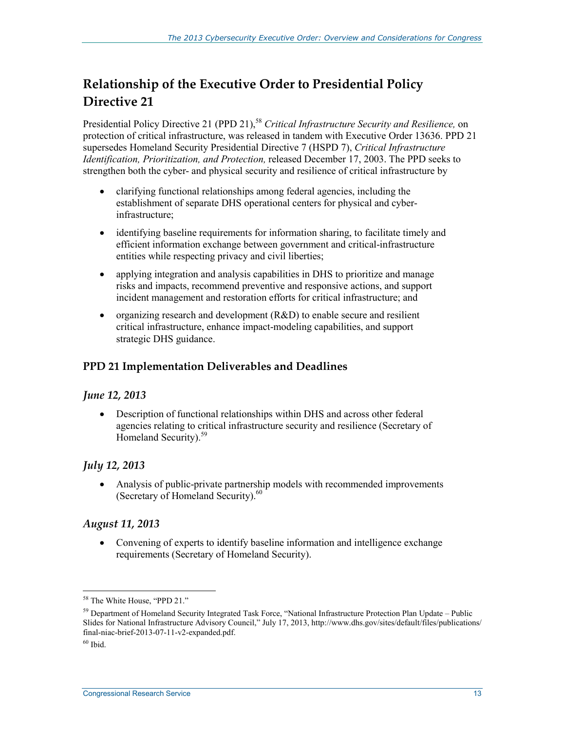## Relationship of the Executive Order to Presidential Policy Directive 21

Presidential Policy Directive 21 (PPD 21),[58] *Critical Infrastructure Security and Resilience,* on protection of critical infrastructure, was released in tandem with Executive Order 13636. PPD 21 supersedes Homeland Security Presidential Directive 7 (HSPD 7), *Critical Infrastructure Identification, Prioritization, and Protection,* released December 17, 2003. The PPD seeks to strengthen both the cyber- and physical security and resilience of critical infrastructure by

- clarifying functional relationships among federal agencies, including the establishment of separate DHS operational centers for physical and cyber-infrastructure;
- identifying baseline requirements for information sharing, to facilitate timely and efficient information exchange between government and critical-infrastructure entities while respecting privacy and civil liberties;
- applying integration and analysis capabilities in DHS to prioritize and manage risks and impacts, recommend preventive and responsive actions, and support incident management and restoration efforts for critical infrastructure; and
- organizing research and development (R&D) to enable secure and resilient critical infrastructure, enhance impact-modeling capabilities, and support strategic DHS guidance.

### PPD 21 Implementation Deliverables and Deadlines

#### *June 12, 2013*

- Description of functional relationships within DHS and across other federal agencies relating to critical infrastructure security and resilience (Secretary of Homeland Security).[59]

#### *July 12, 2013*

- Analysis of public-private partnership models with recommended improvements (Secretary of Homeland Security).[60]

#### *August 11, 2013*

- Convening of experts to identify baseline information and intelligence exchange requirements (Secretary of Homeland Security).

---

[58] The White House, "PPD 21."

[59] Department of Homeland Security Integrated Task Force, "National Infrastructure Protection Plan Update – Public Slides for National Infrastructure Advisory Council," July 17, 2013, http://www.dhs.gov/sites/default/files/publications/final-niac-brief-2013-07-11-v2-expanded.pdf.

[60] Ibid.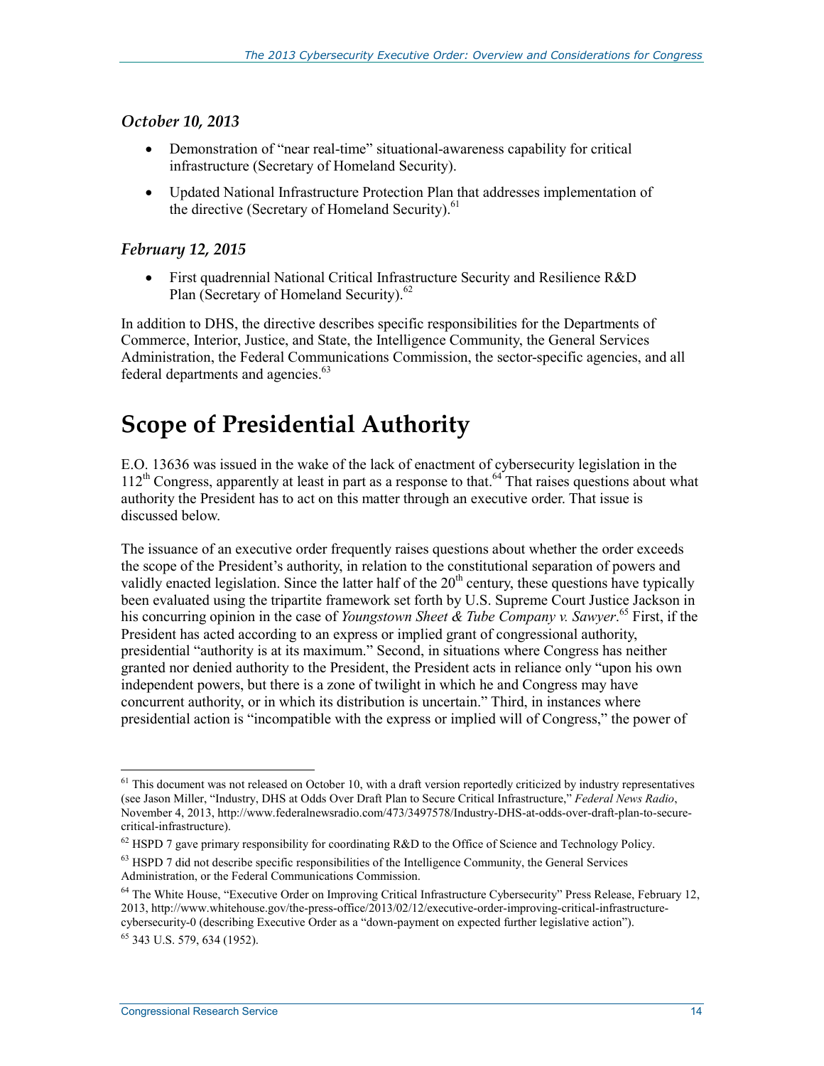### *October 10, 2013*

- Demonstration of "near real-time" situational-awareness capability for critical infrastructure (Secretary of Homeland Security).
- Updated National Infrastructure Protection Plan that addresses implementation of the directive (Secretary of Homeland Security).[61]

### *February 12, 2015*

- First quadrennial National Critical Infrastructure Security and Resilience R&D Plan (Secretary of Homeland Security).[62]

In addition to DHS, the directive describes specific responsibilities for the Departments of Commerce, Interior, Justice, and State, the Intelligence Community, the General Services Administration, the Federal Communications Commission, the sector-specific agencies, and all federal departments and agencies.[63]

# Scope of Presidential Authority

E.O. 13636 was issued in the wake of the lack of enactment of cybersecurity legislation in the 112th Congress, apparently at least in part as a response to that.[64] That raises questions about what authority the President has to act on this matter through an executive order. That issue is discussed below.

The issuance of an executive order frequently raises questions about whether the order exceeds the scope of the President's authority, in relation to the constitutional separation of powers and validly enacted legislation. Since the latter half of the 20th century, these questions have typically been evaluated using the tripartite framework set forth by U.S. Supreme Court Justice Jackson in his concurring opinion in the case of *Youngstown Sheet & Tube Company v. Sawyer*.[65] First, if the President has acted according to an express or implied grant of congressional authority, presidential "authority is at its maximum." Second, in situations where Congress has neither granted nor denied authority to the President, the President acts in reliance only "upon his own independent powers, but there is a zone of twilight in which he and Congress may have concurrent authority, or in which its distribution is uncertain." Third, in instances where presidential action is "incompatible with the express or implied will of Congress," the power of

---

[61] This document was not released on October 10, with a draft version reportedly criticized by industry representatives (see Jason Miller, "Industry, DHS at Odds Over Draft Plan to Secure Critical Infrastructure," *Federal News Radio*, November 4, 2013, http://www.federalnewsradio.com/473/3497578/Industry-DHS-at-odds-over-draft-plan-to-secure-critical-infrastructure).

[62] HSPD 7 gave primary responsibility for coordinating R&D to the Office of Science and Technology Policy.

[63] HSPD 7 did not describe specific responsibilities of the Intelligence Community, the General Services Administration, or the Federal Communications Commission.

[64] The White House, "Executive Order on Improving Critical Infrastructure Cybersecurity" Press Release, February 12, 2013, http://www.whitehouse.gov/the-press-office/2013/02/12/executive-order-improving-critical-infrastructure-cybersecurity-0 (describing Executive Order as a "down-payment on expected further legislative action").

[65] 343 U.S. 579, 634 (1952).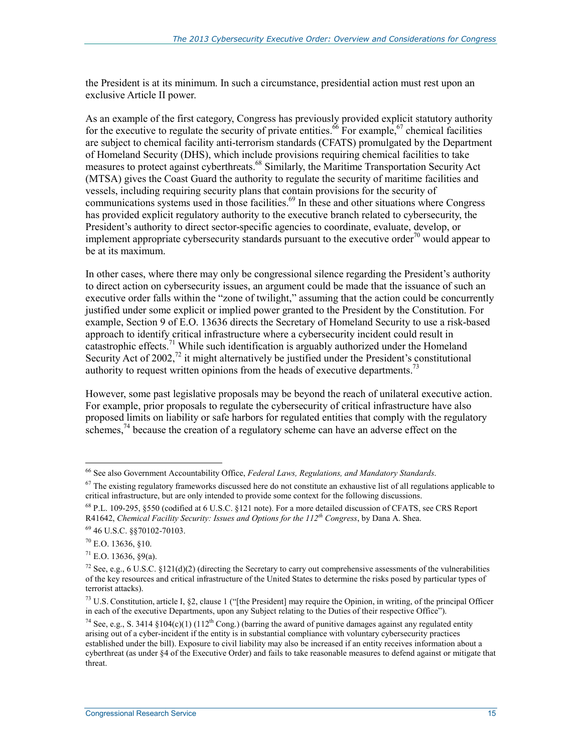the President is at its minimum. In such a circumstance, presidential action must rest upon an exclusive Article II power.

As an example of the first category, Congress has previously provided explicit statutory authority for the executive to regulate the security of private entities.[66] For example,[67] chemical facilities are subject to chemical facility anti-terrorism standards (CFATS) promulgated by the Department of Homeland Security (DHS), which include provisions requiring chemical facilities to take measures to protect against cyberthreats.[68] Similarly, the Maritime Transportation Security Act (MTSA) gives the Coast Guard the authority to regulate the security of maritime facilities and vessels, including requiring security plans that contain provisions for the security of communications systems used in those facilities.[69] In these and other situations where Congress has provided explicit regulatory authority to the executive branch related to cybersecurity, the President's authority to direct sector-specific agencies to coordinate, evaluate, develop, or implement appropriate cybersecurity standards pursuant to the executive order[70] would appear to be at its maximum.

In other cases, where there may only be congressional silence regarding the President's authority to direct action on cybersecurity issues, an argument could be made that the issuance of such an executive order falls within the "zone of twilight," assuming that the action could be concurrently justified under some explicit or implied power granted to the President by the Constitution. For example, Section 9 of E.O. 13636 directs the Secretary of Homeland Security to use a risk-based approach to identify critical infrastructure where a cybersecurity incident could result in catastrophic effects.[71] While such identification is arguably authorized under the Homeland Security Act of 2002,[72] it might alternatively be justified under the President's constitutional authority to request written opinions from the heads of executive departments.[73]

However, some past legislative proposals may be beyond the reach of unilateral executive action. For example, prior proposals to regulate the cybersecurity of critical infrastructure have also proposed limits on liability or safe harbors for regulated entities that comply with the regulatory schemes,[74] because the creation of a regulatory scheme can have an adverse effect on the

---

[66] See also Government Accountability Office, *Federal Laws, Regulations, and Mandatory Standards*.

[67] The existing regulatory frameworks discussed here do not constitute an exhaustive list of all regulations applicable to critical infrastructure, but are only intended to provide some context for the following discussions.

[68] P.L. 109-295, §550 (codified at 6 U.S.C. §121 note). For a more detailed discussion of CFATS, see CRS Report R41642, *Chemical Facility Security: Issues and Options for the 112th Congress*, by Dana A. Shea.

[69] 46 U.S.C. §§70102-70103.

[70] E.O. 13636, §10.

[71] E.O. 13636, §9(a).

[72] See, e.g., 6 U.S.C. §121(d)(2) (directing the Secretary to carry out comprehensive assessments of the vulnerabilities of the key resources and critical infrastructure of the United States to determine the risks posed by particular types of terrorist attacks).

[73] U.S. Constitution, article I, §2, clause 1 ("[the President] may require the Opinion, in writing, of the principal Officer in each of the executive Departments, upon any Subject relating to the Duties of their respective Office").

[74] See, e.g., S. 3414 §104(c)(1) (112th Cong.) (barring the award of punitive damages against any regulated entity arising out of a cyber-incident if the entity is in substantial compliance with voluntary cybersecurity practices established under the bill). Exposure to civil liability may also be increased if an entity receives information about a cyberthreat (as under §4 of the Executive Order) and fails to take reasonable measures to defend against or mitigate that threat.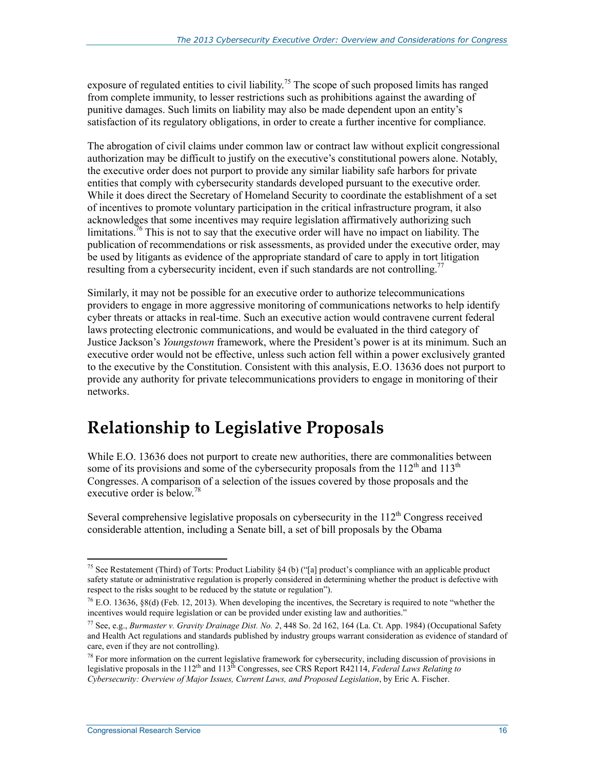exposure of regulated entities to civil liability.[75] The scope of such proposed limits has ranged from complete immunity, to lesser restrictions such as prohibitions against the awarding of punitive damages. Such limits on liability may also be made dependent upon an entity's satisfaction of its regulatory obligations, in order to create a further incentive for compliance.

The abrogation of civil claims under common law or contract law without explicit congressional authorization may be difficult to justify on the executive's constitutional powers alone. Notably, the executive order does not purport to provide any similar liability safe harbors for private entities that comply with cybersecurity standards developed pursuant to the executive order. While it does direct the Secretary of Homeland Security to coordinate the establishment of a set of incentives to promote voluntary participation in the critical infrastructure program, it also acknowledges that some incentives may require legislation affirmatively authorizing such limitations.[76] This is not to say that the executive order will have no impact on liability. The publication of recommendations or risk assessments, as provided under the executive order, may be used by litigants as evidence of the appropriate standard of care to apply in tort litigation resulting from a cybersecurity incident, even if such standards are not controlling.[77]

Similarly, it may not be possible for an executive order to authorize telecommunications providers to engage in more aggressive monitoring of communications networks to help identify cyber threats or attacks in real-time. Such an executive action would contravene current federal laws protecting electronic communications, and would be evaluated in the third category of Justice Jackson's *Youngstown* framework, where the President's power is at its minimum. Such an executive order would not be effective, unless such action fell within a power exclusively granted to the executive by the Constitution. Consistent with this analysis, E.O. 13636 does not purport to provide any authority for private telecommunications providers to engage in monitoring of their networks.

# Relationship to Legislative Proposals

While E.O. 13636 does not purport to create new authorities, there are commonalities between some of its provisions and some of the cybersecurity proposals from the 112th and 113th Congresses. A comparison of a selection of the issues covered by those proposals and the executive order is below.[78]

Several comprehensive legislative proposals on cybersecurity in the 112th Congress received considerable attention, including a Senate bill, a set of bill proposals by the Obama

---

[75] See Restatement (Third) of Torts: Product Liability §4 (b) ("[a] product's compliance with an applicable product safety statute or administrative regulation is properly considered in determining whether the product is defective with respect to the risks sought to be reduced by the statute or regulation").

[76] E.O. 13636, §8(d) (Feb. 12, 2013). When developing the incentives, the Secretary is required to note "whether the incentives would require legislation or can be provided under existing law and authorities."

[77] See, e.g., *Burmaster v. Gravity Drainage Dist. No. 2*, 448 So. 2d 162, 164 (La. Ct. App. 1984) (Occupational Safety and Health Act regulations and standards published by industry groups warrant consideration as evidence of standard of care, even if they are not controlling).

[78] For more information on the current legislative framework for cybersecurity, including discussion of provisions in legislative proposals in the 112th and 113th Congresses, see CRS Report R42114, *Federal Laws Relating to Cybersecurity: Overview of Major Issues, Current Laws, and Proposed Legislation*, by Eric A. Fischer.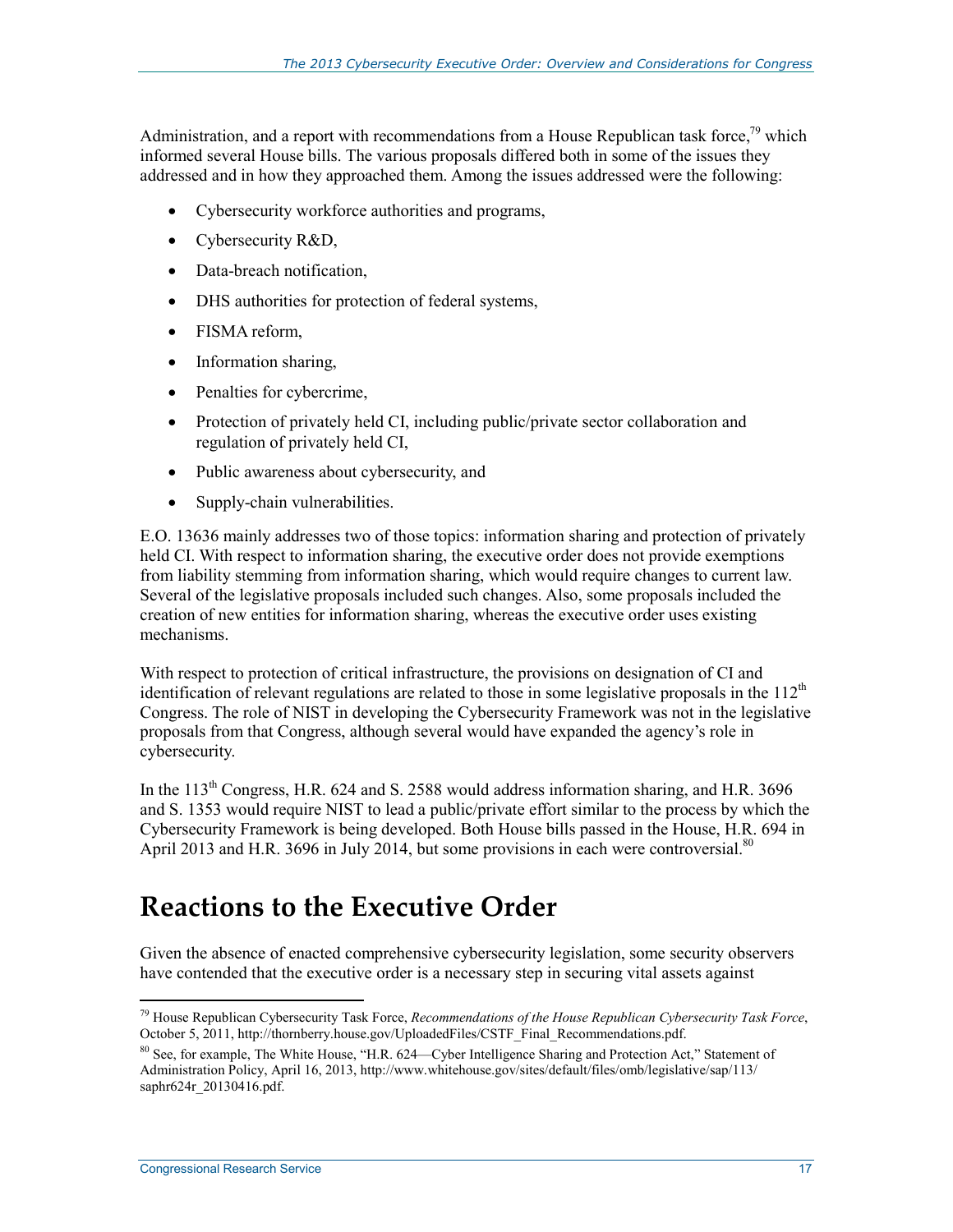Administration, and a report with recommendations from a House Republican task force,[79] which informed several House bills. The various proposals differed both in some of the issues they addressed and in how they approached them. Among the issues addressed were the following:

- Cybersecurity workforce authorities and programs,
- Cybersecurity R&D,
- Data-breach notification,
- DHS authorities for protection of federal systems,
- FISMA reform,
- Information sharing,
- Penalties for cybercrime,
- Protection of privately held CI, including public/private sector collaboration and regulation of privately held CI,
- Public awareness about cybersecurity, and
- Supply-chain vulnerabilities.

E.O. 13636 mainly addresses two of those topics: information sharing and protection of privately held CI. With respect to information sharing, the executive order does not provide exemptions from liability stemming from information sharing, which would require changes to current law. Several of the legislative proposals included such changes. Also, some proposals included the creation of new entities for information sharing, whereas the executive order uses existing mechanisms.

With respect to protection of critical infrastructure, the provisions on designation of CI and identification of relevant regulations are related to those in some legislative proposals in the 112th Congress. The role of NIST in developing the Cybersecurity Framework was not in the legislative proposals from that Congress, although several would have expanded the agency's role in cybersecurity.

In the 113th Congress, H.R. 624 and S. 2588 would address information sharing, and H.R. 3696 and S. 1353 would require NIST to lead a public/private effort similar to the process by which the Cybersecurity Framework is being developed. Both House bills passed in the House, H.R. 694 in April 2013 and H.R. 3696 in July 2014, but some provisions in each were controversial.[80]

# Reactions to the Executive Order

Given the absence of enacted comprehensive cybersecurity legislation, some security observers have contended that the executive order is a necessary step in securing vital assets against

---

[79] House Republican Cybersecurity Task Force, *Recommendations of the House Republican Cybersecurity Task Force*, October 5, 2011, http://thornberry.house.gov/UploadedFiles/CSTF_Final_Recommendations.pdf.

[80] See, for example, The White House, "H.R. 624—Cyber Intelligence Sharing and Protection Act," Statement of Administration Policy, April 16, 2013, http://www.whitehouse.gov/sites/default/files/omb/legislative/sap/113/saphr624r_20130416.pdf.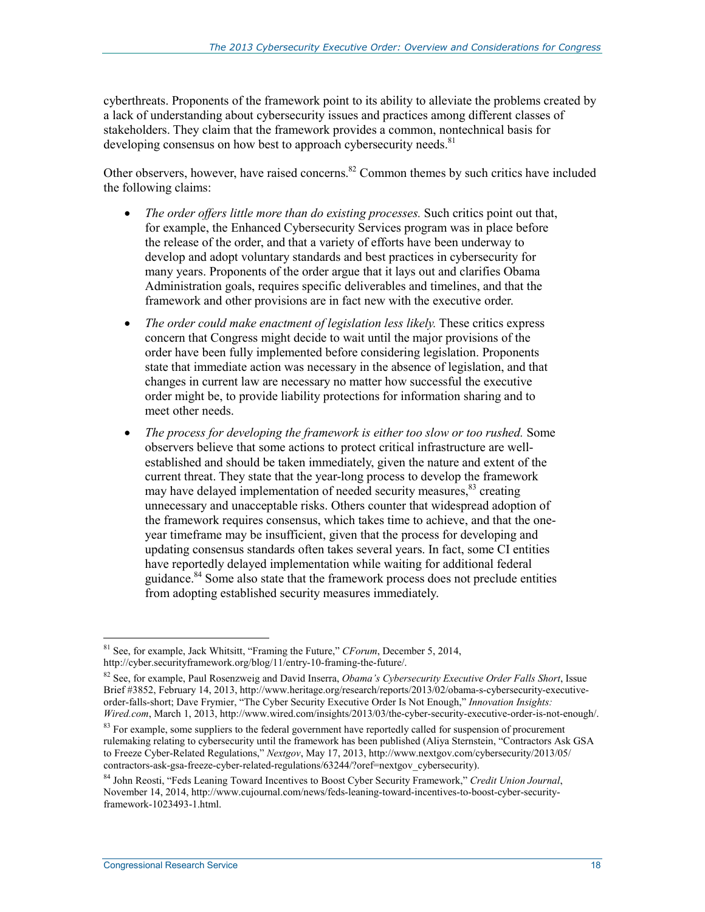cyberthreats. Proponents of the framework point to its ability to alleviate the problems created by a lack of understanding about cybersecurity issues and practices among different classes of stakeholders. They claim that the framework provides a common, nontechnical basis for developing consensus on how best to approach cybersecurity needs.[81]

Other observers, however, have raised concerns.[82] Common themes by such critics have included the following claims:

- *The order offers little more than do existing processes.* Such critics point out that, for example, the Enhanced Cybersecurity Services program was in place before the release of the order, and that a variety of efforts have been underway to develop and adopt voluntary standards and best practices in cybersecurity for many years. Proponents of the order argue that it lays out and clarifies Obama Administration goals, requires specific deliverables and timelines, and that the framework and other provisions are in fact new with the executive order.
- *The order could make enactment of legislation less likely.* These critics express concern that Congress might decide to wait until the major provisions of the order have been fully implemented before considering legislation. Proponents state that immediate action was necessary in the absence of legislation, and that changes in current law are necessary no matter how successful the executive order might be, to provide liability protections for information sharing and to meet other needs.
- *The process for developing the framework is either too slow or too rushed.* Some observers believe that some actions to protect critical infrastructure are well-established and should be taken immediately, given the nature and extent of the current threat. They state that the year-long process to develop the framework may have delayed implementation of needed security measures,[83] creating unnecessary and unacceptable risks. Others counter that widespread adoption of the framework requires consensus, which takes time to achieve, and that the one-year timeframe may be insufficient, given that the process for developing and updating consensus standards often takes several years. In fact, some CI entities have reportedly delayed implementation while waiting for additional federal guidance.[84] Some also state that the framework process does not preclude entities from adopting established security measures immediately.

---

[81] See, for example, Jack Whitsitt, "Framing the Future," *CForum*, December 5, 2014, http://cyber.securityframework.org/blog/11/entry-10-framing-the-future/.

[82] See, for example, Paul Rosenzweig and David Inserra, *Obama's Cybersecurity Executive Order Falls Short*, Issue Brief #3852, February 14, 2013, http://www.heritage.org/research/reports/2013/02/obama-s-cybersecurity-executive-order-falls-short; Dave Frymier, "The Cyber Security Executive Order Is Not Enough," *Innovation Insights: Wired.com*, March 1, 2013, http://www.wired.com/insights/2013/03/the-cyber-security-executive-order-is-not-enough/.

[83] For example, some suppliers to the federal government have reportedly called for suspension of procurement rulemaking relating to cybersecurity until the framework has been published (Aliya Sternstein, "Contractors Ask GSA to Freeze Cyber-Related Regulations," *Nextgov*, May 17, 2013, http://www.nextgov.com/cybersecurity/2013/05/contractors-ask-gsa-freeze-cyber-related-regulations/63244/?oref=nextgov_cybersecurity).

[84] John Reosti, "Feds Leaning Toward Incentives to Boost Cyber Security Framework," *Credit Union Journal*, November 14, 2014, http://www.cujournal.com/news/feds-leaning-toward-incentives-to-boost-cyber-security-framework-1023493-1.html.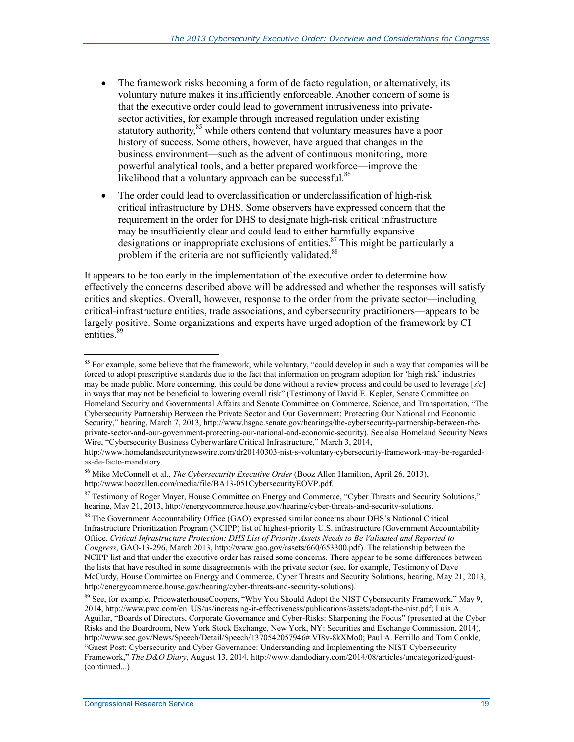- The framework risks becoming a form of de facto regulation, or alternatively, its voluntary nature makes it insufficiently enforceable. Another concern of some is that the executive order could lead to government intrusiveness into private-sector activities, for example through increased regulation under existing statutory authority,[85] while others contend that voluntary measures have a poor history of success. Some others, however, have argued that changes in the business environment—such as the advent of continuous monitoring, more powerful analytical tools, and a better prepared workforce—improve the likelihood that a voluntary approach can be successful.[86]
- The order could lead to overclassification or underclassification of high-risk critical infrastructure by DHS. Some observers have expressed concern that the requirement in the order for DHS to designate high-risk critical infrastructure may be insufficiently clear and could lead to either harmfully expansive designations or inappropriate exclusions of entities.[87] This might be particularly a problem if the criteria are not sufficiently validated.[88]

It appears to be too early in the implementation of the executive order to determine how effectively the concerns described above will be addressed and whether the responses will satisfy critics and skeptics. Overall, however, response to the order from the private sector—including critical-infrastructure entities, trade associations, and cybersecurity practitioners—appears to be largely positive. Some organizations and experts have urged adoption of the framework by CI entities.[89]

---

[85] For example, some believe that the framework, while voluntary, "could develop in such a way that companies will be forced to adopt prescriptive standards due to the fact that information on program adoption for 'high risk' industries may be made public. More concerning, this could be done without a review process and could be used to leverage [*sic*] in ways that may not be beneficial to lowering overall risk" (Testimony of David E. Kepler, Senate Committee on Homeland Security and Governmental Affairs and Senate Committee on Commerce, Science, and Transportation, "The Cybersecurity Partnership Between the Private Sector and Our Government: Protecting Our National and Economic Security," hearing, March 7, 2013, http://www.hsgac.senate.gov/hearings/the-cybersecurity-partnership-between-the-private-sector-and-our-government-protecting-our-national-and-economic-security). See also Homeland Security News Wire, "Cybersecurity Business Cyberwarfare Critical Infrastructure," March 3, 2014, http://www.homelandsecuritynewswire.com/dr20140303-nist-s-voluntary-cybersecurity-framework-may-be-regarded-as-de-facto-mandatory.

[86] Mike McConnell et al., *The Cybersecurity Executive Order* (Booz Allen Hamilton, April 26, 2013), http://www.boozallen.com/media/file/BA13-051CybersecurityEOVP.pdf.

[87] Testimony of Roger Mayer, House Committee on Energy and Commerce, "Cyber Threats and Security Solutions," hearing, May 21, 2013, http://energycommerce.house.gov/hearing/cyber-threats-and-security-solutions.

[88] The Government Accountability Office (GAO) expressed similar concerns about DHS's National Critical Infrastructure Prioritization Program (NCIPP) list of highest-priority U.S. infrastructure (Government Accountability Office, *Critical Infrastructure Protection: DHS List of Priority Assets Needs to Be Validated and Reported to Congress*, GAO-13-296, March 2013, http://www.gao.gov/assets/660/653300.pdf). The relationship between the NCIPP list and that under the executive order has raised some concerns. There appear to be some differences between the lists that have resulted in some disagreements with the private sector (see, for example, Testimony of Dave McCurdy, House Committee on Energy and Commerce, Cyber Threats and Security Solutions, hearing, May 21, 2013, http://energycommerce.house.gov/hearing/cyber-threats-and-security-solutions).

[89] See, for example, PricewaterhouseCoopers, "Why You Should Adopt the NIST Cybersecurity Framework," May 9, 2014, http://www.pwc.com/en_US/us/increasing-it-effectiveness/publications/assets/adopt-the-nist.pdf; Luis A. Aguilar, "Boards of Directors, Corporate Governance and Cyber-Risks: Sharpening the Focus" (presented at the Cyber Risks and the Boardroom, New York Stock Exchange, New York, NY: Securities and Exchange Commission, 2014), http://www.sec.gov/News/Speech/Detail/Speech/1370542057946#.VI8v-8kXMo0; Paul A. Ferrillo and Tom Conkle, "Guest Post: Cybersecurity and Cyber Governance: Understanding and Implementing the NIST Cybersecurity Framework," *The D&O Diary*, August 13, 2014, http://www.dandodiary.com/2014/08/articles/uncategorized/guest-
(continued...)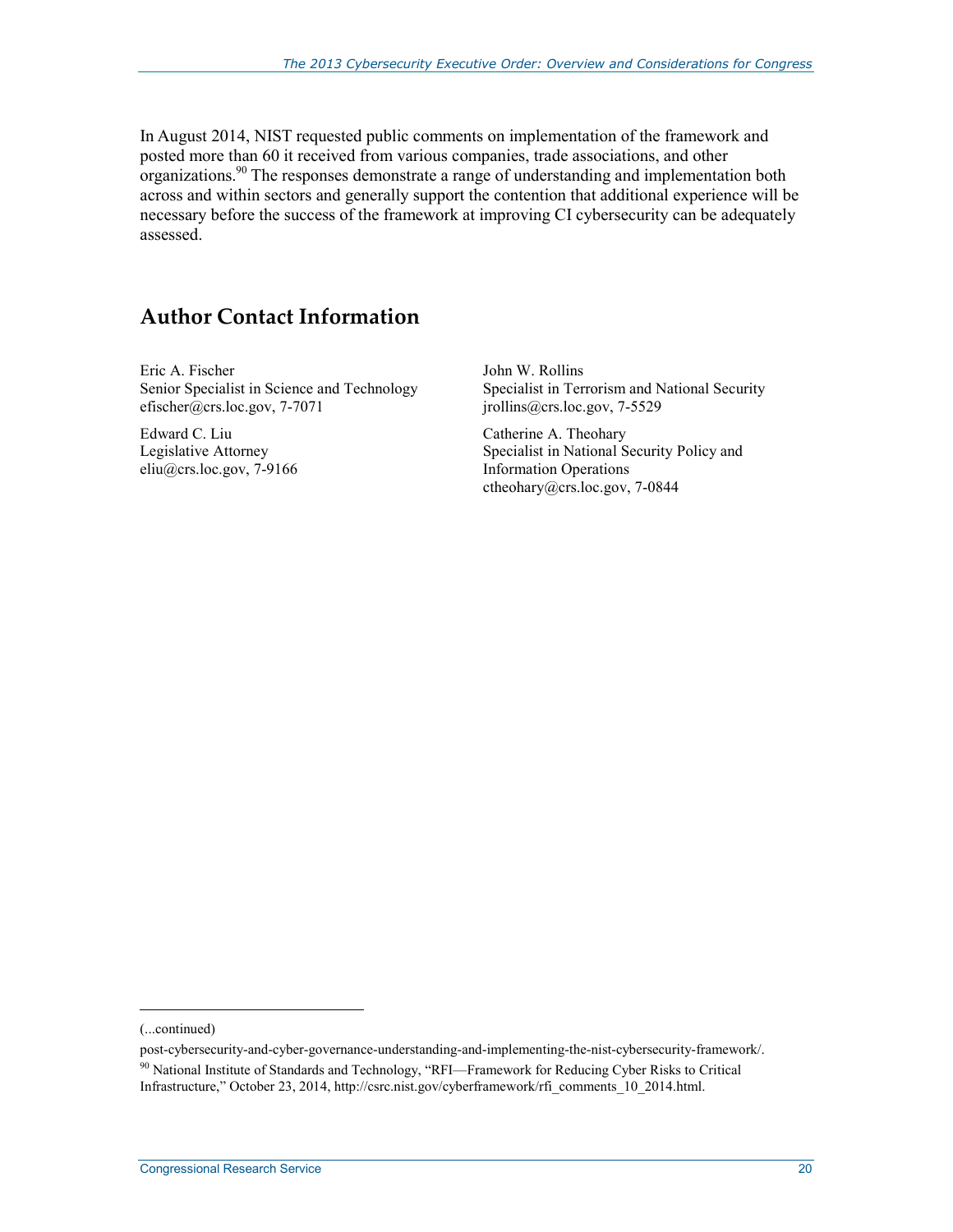In August 2014, NIST requested public comments on implementation of the framework and posted more than 60 it received from various companies, trade associations, and other organizations.[90] The responses demonstrate a range of understanding and implementation both across and within sectors and generally support the contention that additional experience will be necessary before the success of the framework at improving CI cybersecurity can be adequately assessed.

## Author Contact Information

Eric A. Fischer
Senior Specialist in Science and Technology
efischer@crs.loc.gov, 7-7071

Edward C. Liu
Legislative Attorney
eliu@crs.loc.gov, 7-9166

John W. Rollins
Specialist in Terrorism and National Security
jrollins@crs.loc.gov, 7-5529

Catherine A. Theohary
Specialist in National Security Policy and Information Operations
ctheohary@crs.loc.gov, 7-0844

(...continued)

post-cybersecurity-and-cyber-governance-understanding-and-implementing-the-nist-cybersecurity-framework/.

[90] National Institute of Standards and Technology, "RFI—Framework for Reducing Cyber Risks to Critical Infrastructure," October 23, 2014, http://csrc.nist.gov/cyberframework/rfi_comments_10_2014.html.